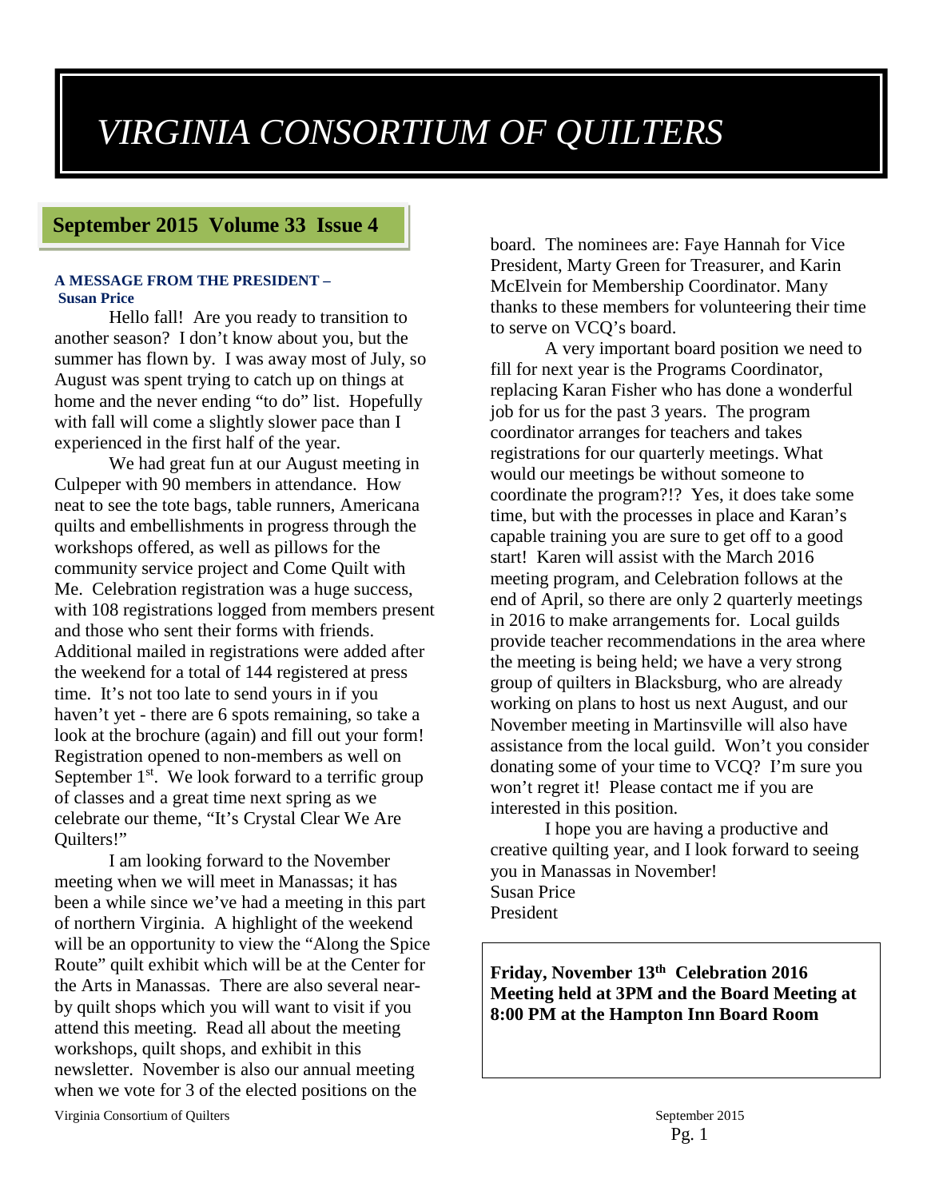# *VIRGINIA CONSORTIUM OF QUILTERS*

## September 2015 Volume 33 Issue 4

**A MESSAGE FROM THE PRESIDENT – Susan Price**

Hello fall! Are you ready to transition to another season? I don't know about you, but the summer has flown by. I was away most of July, so August was spent trying to catch up on things at home and the never ending "to do" list. Hopefully with fall will come a slightly slower pace than I experienced in the first half of the year.

We had great fun at our August meeting in Culpeper with 90 members in attendance. How neat to see the tote bags, table runners, Americana quilts and embellishments in progress through the workshops offered, as well as pillows for the community service project and Come Quilt with Me. Celebration registration was a huge success, with 108 registrations logged from members present and those who sent their forms with friends. Additional mailed in registrations were added after the weekend for a total of 144 registered at press time. It's not too late to send yours in if you haven't yet - there are 6 spots remaining, so take a look at the brochure (again) and fill out your form! Registration opened to non-members as well on September 1st. We look forward to a terrific group of classes and a great time next spring as we celebrate our theme, "It's Crystal Clear We Are Quilters!"

I am looking forward to the November meeting when we will meet in Manassas; it has been a while since we've had a meeting in this part of northern Virginia. A highlight of the weekend will be an opportunity to view the "Along the Spice Route" quilt exhibit which will be at the Center for the Arts in Manassas. There are also several near-by quilt shops which you will want to visit if you attend this meeting. Read all about the meeting workshops, quilt shops, and exhibit in this newsletter. November is also our annual meeting when we vote for 3 of the elected positions on the board. The nominees are: Faye Hannah for Vice President, Marty Green for Treasurer, and Karin McElvein for Membership Coordinator. Many thanks to these members for volunteering their time to serve on VCQ's board.

A very important board position we need to fill for next year is the Programs Coordinator, replacing Karan Fisher who has done a wonderful job for us for the past 3 years. The program coordinator arranges for teachers and takes registrations for our quarterly meetings. What would our meetings be without someone to coordinate the program?!? Yes, it does take some time, but with the processes in place and Karan's capable training you are sure to get off to a good start! Karen will assist with the March 2016 meeting program, and Celebration follows at the end of April, so there are only 2 quarterly meetings in 2016 to make arrangements for. Local guilds provide teacher recommendations in the area where the meeting is being held; we have a very strong group of quilters in Blacksburg, who are already working on plans to host us next August, and our November meeting in Martinsville will also have assistance from the local guild. Won't you consider donating some of your time to VCQ? I'm sure you won't regret it! Please contact me if you are interested in this position.

I hope you are having a productive and creative quilting year, and I look forward to seeing you in Manassas in November!

Susan Price
President

**Friday, November 13th Celebration 2016 Meeting held at 3PM and the Board Meeting at 8:00 PM at the Hampton Inn Board Room**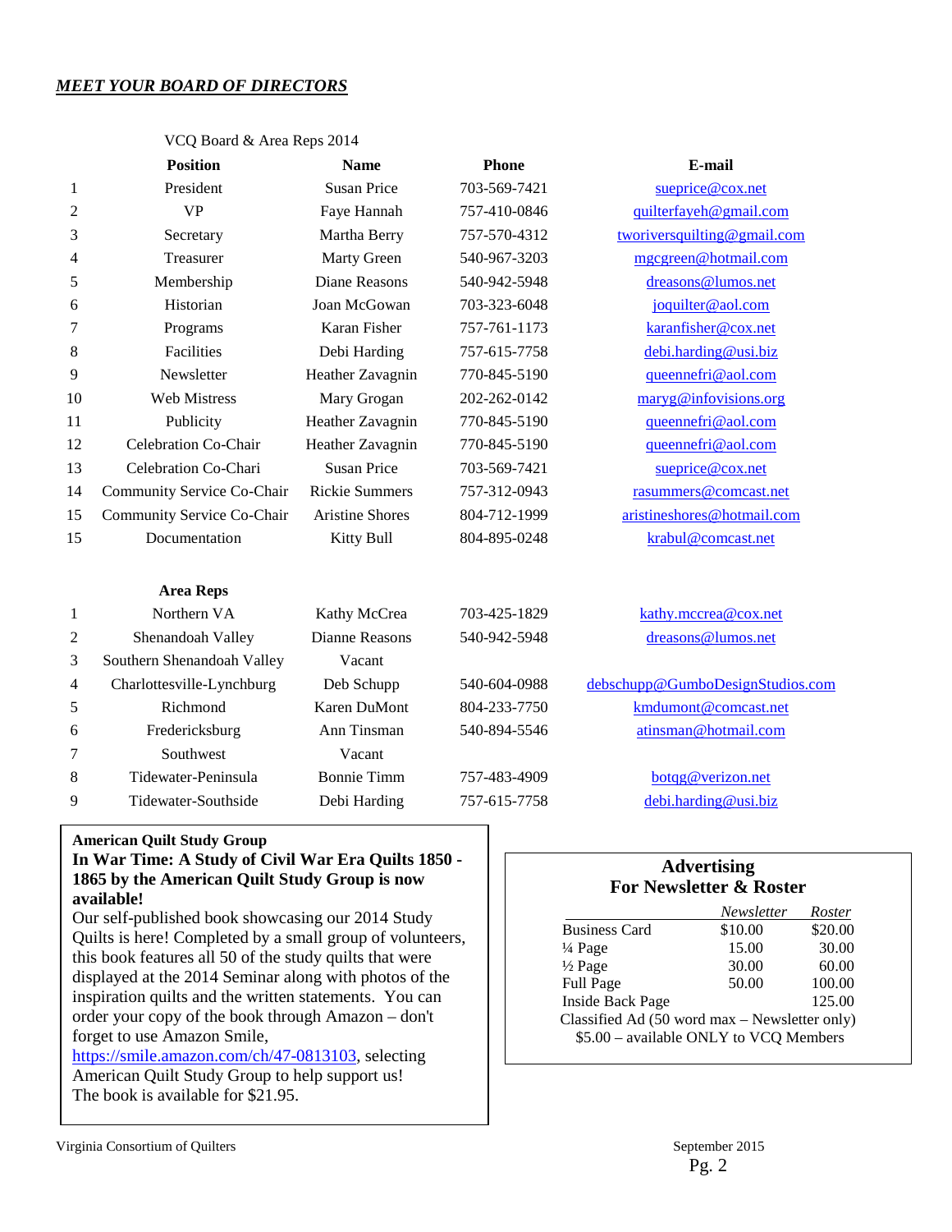## ***MEET YOUR BOARD OF DIRECTORS***

VCQ Board & Area Reps 2014

| | Position | Name | Phone | E-mail |
|---|---|---|---|---|
| 1 | President | Susan Price | 703-569-7421 | sueprice@cox.net |
| 2 | VP | Faye Hannah | 757-410-0846 | quilterfayeh@gmail.com |
| 3 | Secretary | Martha Berry | 757-570-4312 | tworiversquilting@gmail.com |
| 4 | Treasurer | Marty Green | 540-967-3203 | mgcgreen@hotmail.com |
| 5 | Membership | Diane Reasons | 540-942-5948 | dreasons@lumos.net |
| 6 | Historian | Joan McGowan | 703-323-6048 | joquilter@aol.com |
| 7 | Programs | Karan Fisher | 757-761-1173 | karanfisher@cox.net |
| 8 | Facilities | Debi Harding | 757-615-7758 | debi.harding@usi.biz |
| 9 | Newsletter | Heather Zavagnin | 770-845-5190 | queennefri@aol.com |
| 10 | Web Mistress | Mary Grogan | 202-262-0142 | maryg@infovisions.org |
| 11 | Publicity | Heather Zavagnin | 770-845-5190 | queennefri@aol.com |
| 12 | Celebration Co-Chair | Heather Zavagnin | 770-845-5190 | queennefri@aol.com |
| 13 | Celebration Co-Chari | Susan Price | 703-569-7421 | sueprice@cox.net |
| 14 | Community Service Co-Chair | Rickie Summers | 757-312-0943 | rasummers@comcast.net |
| 15 | Community Service Co-Chair | Aristine Shores | 804-712-1999 | aristineshores@hotmail.com |
| 15 | Documentation | Kitty Bull | 804-895-0248 | krabul@comcast.net |

| | **Area Reps** | | | |
|---|---|---|---|---|
| 1 | Northern VA | Kathy McCrea | 703-425-1829 | kathy.mccrea@cox.net |
| 2 | Shenandoah Valley | Dianne Reasons | 540-942-5948 | dreasons@lumos.net |
| 3 | Southern Shenandoah Valley | Vacant | | |
| 4 | Charlottesville-Lynchburg | Deb Schupp | 540-604-0988 | debschupp@GumboDesignStudios.com |
| 5 | Richmond | Karen DuMont | 804-233-7750 | kmdumont@comcast.net |
| 6 | Fredericksburg | Ann Tinsman | 540-894-5546 | atinsman@hotmail.com |
| 7 | Southwest | Vacant | | |
| 8 | Tidewater-Peninsula | Bonnie Timm | 757-483-4909 | botqg@verizon.net |
| 9 | Tidewater-Southside | Debi Harding | 757-615-7758 | debi.harding@usi.biz |

**American Quilt Study Group**

**In War Time: A Study of Civil War Era Quilts 1850 - 1865 by the American Quilt Study Group is now available!**

Our self-published book showcasing our 2014 Study Quilts is here! Completed by a small group of volunteers, this book features all 50 of the study quilts that were displayed at the 2014 Seminar along with photos of the inspiration quilts and the written statements. You can order your copy of the book through Amazon – don't forget to use Amazon Smile, https://smile.amazon.com/ch/47-0813103, selecting American Quilt Study Group to help support us! The book is available for $21.95.

**Advertising For Newsletter & Roster**

| | *Newsletter* | *Roster* |
|---|---|---|
| Business Card | $10.00 | $20.00 |
| ¼ Page | 15.00 | 30.00 |
| ½ Page | 30.00 | 60.00 |
| Full Page | 50.00 | 100.00 |
| Inside Back Page | | 125.00 |

Classified Ad (50 word max – Newsletter only)
$5.00 – available ONLY to VCQ Members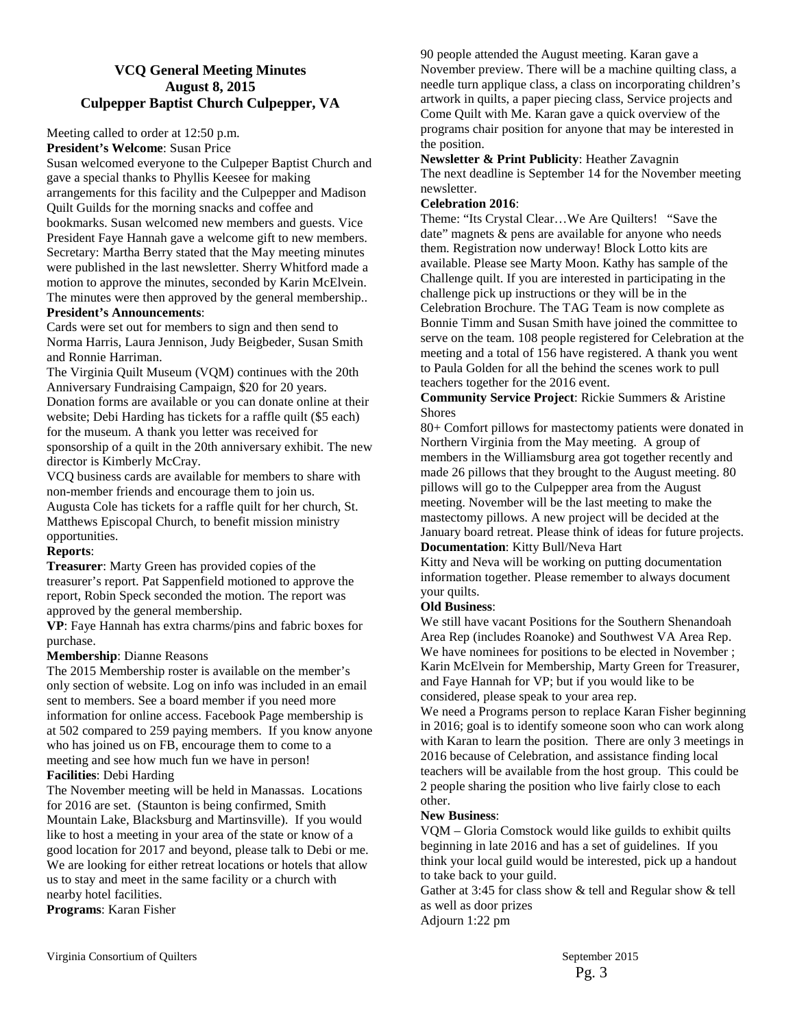### VCQ General Meeting Minutes
### August 8, 2015
### Culpepper Baptist Church Culpepper, VA

Meeting called to order at 12:50 p.m.

**President's Welcome**: Susan Price

Susan welcomed everyone to the Culpeper Baptist Church and gave a special thanks to Phyllis Keesee for making arrangements for this facility and the Culpepper and Madison Quilt Guilds for the morning snacks and coffee and bookmarks. Susan welcomed new members and guests. Vice President Faye Hannah gave a welcome gift to new members. Secretary: Martha Berry stated that the May meeting minutes were published in the last newsletter. Sherry Whitford made a motion to approve the minutes, seconded by Karin McElvein. The minutes were then approved by the general membership..

**President's Announcements**:

Cards were set out for members to sign and then send to Norma Harris, Laura Jennison, Judy Beigbeder, Susan Smith and Ronnie Harriman.

The Virginia Quilt Museum (VQM) continues with the 20th Anniversary Fundraising Campaign, $20 for 20 years. Donation forms are available or you can donate online at their website; Debi Harding has tickets for a raffle quilt ($5 each) for the museum. A thank you letter was received for sponsorship of a quilt in the 20th anniversary exhibit. The new director is Kimberly McCray.

VCQ business cards are available for members to share with non-member friends and encourage them to join us.

Augusta Cole has tickets for a raffle quilt for her church, St. Matthews Episcopal Church, to benefit mission ministry opportunities.

**Reports**:

**Treasurer**: Marty Green has provided copies of the treasurer's report. Pat Sappenfield motioned to approve the report, Robin Speck seconded the motion. The report was approved by the general membership.

**VP**: Faye Hannah has extra charms/pins and fabric boxes for purchase.

**Membership**: Dianne Reasons

The 2015 Membership roster is available on the member's only section of website. Log on info was included in an email sent to members. See a board member if you need more information for online access. Facebook Page membership is at 502 compared to 259 paying members. If you know anyone who has joined us on FB, encourage them to come to a meeting and see how much fun we have in person!

**Facilities**: Debi Harding

The November meeting will be held in Manassas. Locations for 2016 are set. (Staunton is being confirmed, Smith Mountain Lake, Blacksburg and Martinsville). If you would like to host a meeting in your area of the state or know of a good location for 2017 and beyond, please talk to Debi or me. We are looking for either retreat locations or hotels that allow us to stay and meet in the same facility or a church with nearby hotel facilities.

**Programs**: Karan Fisher

90 people attended the August meeting. Karan gave a November preview. There will be a machine quilting class, a needle turn applique class, a class on incorporating children's artwork in quilts, a paper piecing class, Service projects and Come Quilt with Me. Karan gave a quick overview of the programs chair position for anyone that may be interested in the position.

**Newsletter & Print Publicity**: Heather Zavagnin

The next deadline is September 14 for the November meeting newsletter.

**Celebration 2016**:

Theme: "Its Crystal Clear…We Are Quilters! "Save the date" magnets & pens are available for anyone who needs them. Registration now underway! Block Lotto kits are available. Please see Marty Moon. Kathy has sample of the Challenge quilt. If you are interested in participating in the challenge pick up instructions or they will be in the Celebration Brochure. The TAG Team is now complete as Bonnie Timm and Susan Smith have joined the committee to serve on the team. 108 people registered for Celebration at the meeting and a total of 156 have registered. A thank you went to Paula Golden for all the behind the scenes work to pull teachers together for the 2016 event.

**Community Service Project**: Rickie Summers & Aristine Shores

80+ Comfort pillows for mastectomy patients were donated in Northern Virginia from the May meeting. A group of members in the Williamsburg area got together recently and made 26 pillows that they brought to the August meeting. 80 pillows will go to the Culpepper area from the August meeting. November will be the last meeting to make the mastectomy pillows. A new project will be decided at the January board retreat. Please think of ideas for future projects.

**Documentation**: Kitty Bull/Neva Hart

Kitty and Neva will be working on putting documentation information together. Please remember to always document your quilts.

**Old Business**:

We still have vacant Positions for the Southern Shenandoah Area Rep (includes Roanoke) and Southwest VA Area Rep. We have nominees for positions to be elected in November ; Karin McElvein for Membership, Marty Green for Treasurer, and Faye Hannah for VP; but if you would like to be considered, please speak to your area rep.

We need a Programs person to replace Karan Fisher beginning in 2016; goal is to identify someone soon who can work along with Karan to learn the position. There are only 3 meetings in 2016 because of Celebration, and assistance finding local teachers will be available from the host group. This could be 2 people sharing the position who live fairly close to each other.

**New Business**:

VQM – Gloria Comstock would like guilds to exhibit quilts beginning in late 2016 and has a set of guidelines. If you think your local guild would be interested, pick up a handout to take back to your guild.

Gather at 3:45 for class show & tell and Regular show & tell as well as door prizes

Adjourn 1:22 pm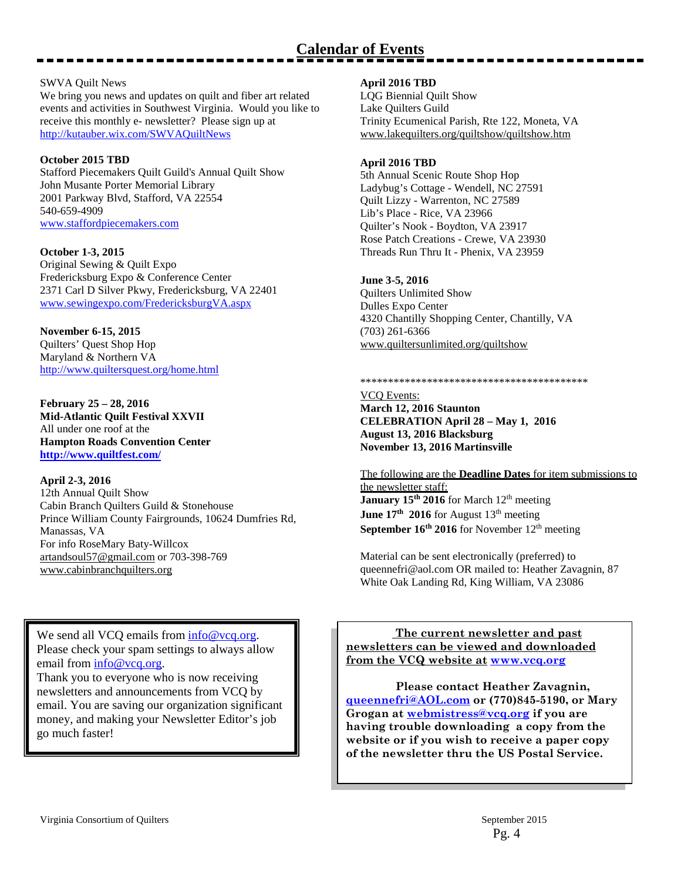# Calendar of Events

SWVA Quilt News
We bring you news and updates on quilt and fiber art related events and activities in Southwest Virginia. Would you like to receive this monthly e- newsletter? Please sign up at http://kutauber.wix.com/SWVAQuiltNews

**October 2015 TBD**
Stafford Piecemakers Quilt Guild's Annual Quilt Show
John Musante Porter Memorial Library
2001 Parkway Blvd, Stafford, VA 22554
540-659-4909
www.staffordpiecemakers.com

**October 1-3, 2015**
Original Sewing & Quilt Expo
Fredericksburg Expo & Conference Center
2371 Carl D Silver Pkwy, Fredericksburg, VA 22401
www.sewingexpo.com/FredericksburgVA.aspx

**November 6-15, 2015**
Quilters' Quest Shop Hop
Maryland & Northern VA
http://www.quiltersquest.org/home.html

**February 25 – 28, 2016**
**Mid-Atlantic Quilt Festival XXVII**
All under one roof at the
**Hampton Roads Convention Center**
**http://www.quiltfest.com/**

**April 2-3, 2016**
12th Annual Quilt Show
Cabin Branch Quilters Guild & Stonehouse
Prince William County Fairgrounds, 10624 Dumfries Rd, Manassas, VA
For info RoseMary Baty-Willcox
artandsoul57@gmail.com or 703-398-769
www.cabinbranchquilters.org

**April 2016 TBD**
LQG Biennial Quilt Show
Lake Quilters Guild
Trinity Ecumenical Parish, Rte 122, Moneta, VA
www.lakequilters.org/quiltshow/quiltshow.htm

**April 2016 TBD**
5th Annual Scenic Route Shop Hop
Ladybug's Cottage - Wendell, NC 27591
Quilt Lizzy - Warrenton, NC 27589
Lib's Place - Rice, VA 23966
Quilter's Nook - Boydton, VA 23917
Rose Patch Creations - Crewe, VA 23930
Threads Run Thru It - Phenix, VA 23959

**June 3-5, 2016**
Quilters Unlimited Show
Dulles Expo Center
4320 Chantilly Shopping Center, Chantilly, VA
(703) 261-6366
www.quiltersunlimited.org/quiltshow

******************************************

VCQ Events:
**March 12, 2016 Staunton**
**CELEBRATION April 28 – May 1, 2016**
**August 13, 2016 Blacksburg**
**November 13, 2016 Martinsville**

The following are the **Deadline Dates** for item submissions to the newsletter staff:
**January 15th 2016** for March 12th meeting
**June 17th 2016** for August 13th meeting
**September 16th 2016** for November 12th meeting

Material can be sent electronically (preferred) to queennefri@aol.com OR mailed to: Heather Zavagnin, 87 White Oak Landing Rd, King William, VA 23086

We send all VCQ emails from info@vcq.org. Please check your spam settings to always allow email from info@vcq.org.
Thank you to everyone who is now receiving newsletters and announcements from VCQ by email. You are saving our organization significant money, and making your Newsletter Editor's job go much faster!

**The current newsletter and past newsletters can be viewed and downloaded from the VCQ website at www.vcq.org**

**Please contact Heather Zavagnin, queennefri@AOL.com or (770)845-5190, or Mary Grogan at webmistress@vcq.org if you are having trouble downloading a copy from the website or if you wish to receive a paper copy of the newsletter thru the US Postal Service.**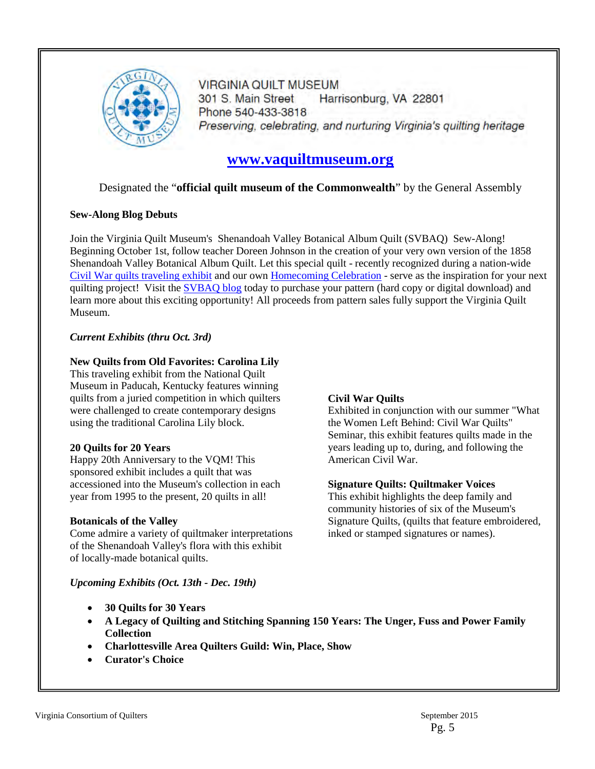VIRGINIA QUILT MUSEUM
301 S. Main Street Harrisonburg, VA 22801
Phone 540-433-3818
*Preserving, celebrating, and nurturing Virginia's quilting heritage*

## [www.vaquiltmuseum.org](http://www.vaquiltmuseum.org)

Designated the "**official quilt museum of the Commonwealth**" by the General Assembly

**Sew-Along Blog Debuts**

Join the Virginia Quilt Museum's Shenandoah Valley Botanical Album Quilt (SVBAQ) Sew-Along! Beginning October 1st, follow teacher Doreen Johnson in the creation of your very own version of the 1858 Shenandoah Valley Botanical Album Quilt. Let this special quilt - recently recognized during a nation-wide Civil War quilts traveling exhibit and our own Homecoming Celebration - serve as the inspiration for your next quilting project! Visit the SVBAQ blog today to purchase your pattern (hard copy or digital download) and learn more about this exciting opportunity! All proceeds from pattern sales fully support the Virginia Quilt Museum.

***Current Exhibits (thru Oct. 3rd)***

**New Quilts from Old Favorites: Carolina Lily**
This traveling exhibit from the National Quilt Museum in Paducah, Kentucky features winning quilts from a juried competition in which quilters were challenged to create contemporary designs using the traditional Carolina Lily block.

**20 Quilts for 20 Years**
Happy 20th Anniversary to the VQM! This sponsored exhibit includes a quilt that was accessioned into the Museum's collection in each year from 1995 to the present, 20 quilts in all!

**Botanicals of the Valley**
Come admire a variety of quiltmaker interpretations of the Shenandoah Valley's flora with this exhibit of locally-made botanical quilts.

**Civil War Quilts**
Exhibited in conjunction with our summer "What the Women Left Behind: Civil War Quilts" Seminar, this exhibit features quilts made in the years leading up to, during, and following the American Civil War.

**Signature Quilts: Quiltmaker Voices**
This exhibit highlights the deep family and community histories of six of the Museum's Signature Quilts, (quilts that feature embroidered, inked or stamped signatures or names).

***Upcoming Exhibits (Oct. 13th - Dec. 19th)***

- **30 Quilts for 30 Years**
- **A Legacy of Quilting and Stitching Spanning 150 Years: The Unger, Fuss and Power Family Collection**
- **Charlottesville Area Quilters Guild: Win, Place, Show**
- **Curator's Choice**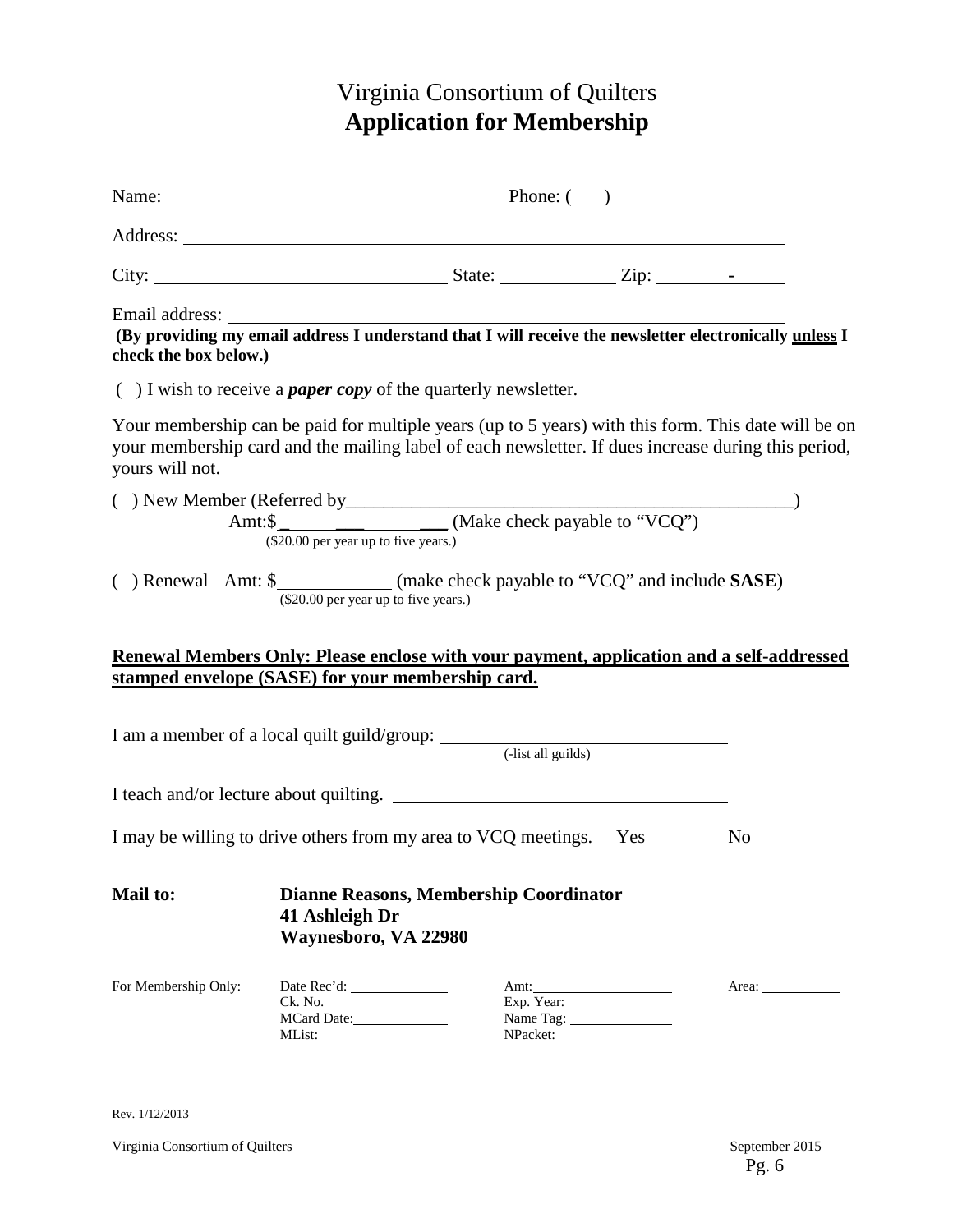# Virginia Consortium of Quilters
## Application for Membership

Name: _______________________________ Phone: (    ) _______________

Address: _____________________________________________________

City: ___________________________ State: ___________ Zip: _______-______

Email address: ________________________________________________

**(By providing my email address I understand that I will receive the newsletter electronically unless I check the box below.)**

(  ) I wish to receive a ***paper copy*** of the quarterly newsletter.

Your membership can be paid for multiple years (up to 5 years) with this form. This date will be on your membership card and the mailing label of each newsletter. If dues increase during this period, yours will not.

(  ) New Member (Referred by_____________________________________________)
Amt:$______________ (Make check payable to "VCQ")
($20.00 per year up to five years.)

(  ) Renewal  Amt: $___________ (make check payable to "VCQ" and include **SASE**)
($20.00 per year up to five years.)

**Renewal Members Only: Please enclose with your payment, application and a self-addressed stamped envelope (SASE) for your membership card.**

I am a member of a local quilt guild/group: ____________________________
(-list all guilds)

I teach and/or lecture about quilting. _________________________________

I may be willing to drive others from my area to VCQ meetings.   Yes     No

**Mail to:** **Dianne Reasons, Membership Coordinator**
**41 Ashleigh Dr**
**Waynesboro, VA 22980**

For Membership Only:

| Date Rec'd: ________ | Amt: ________ | Area: ________ |
|---|---|---|
| Ck. No. ________ | Exp. Year: ________ | |
| MCard Date: ________ | Name Tag: ________ | |
| MList: ________ | NPacket: ________ | |

Rev. 1/12/2013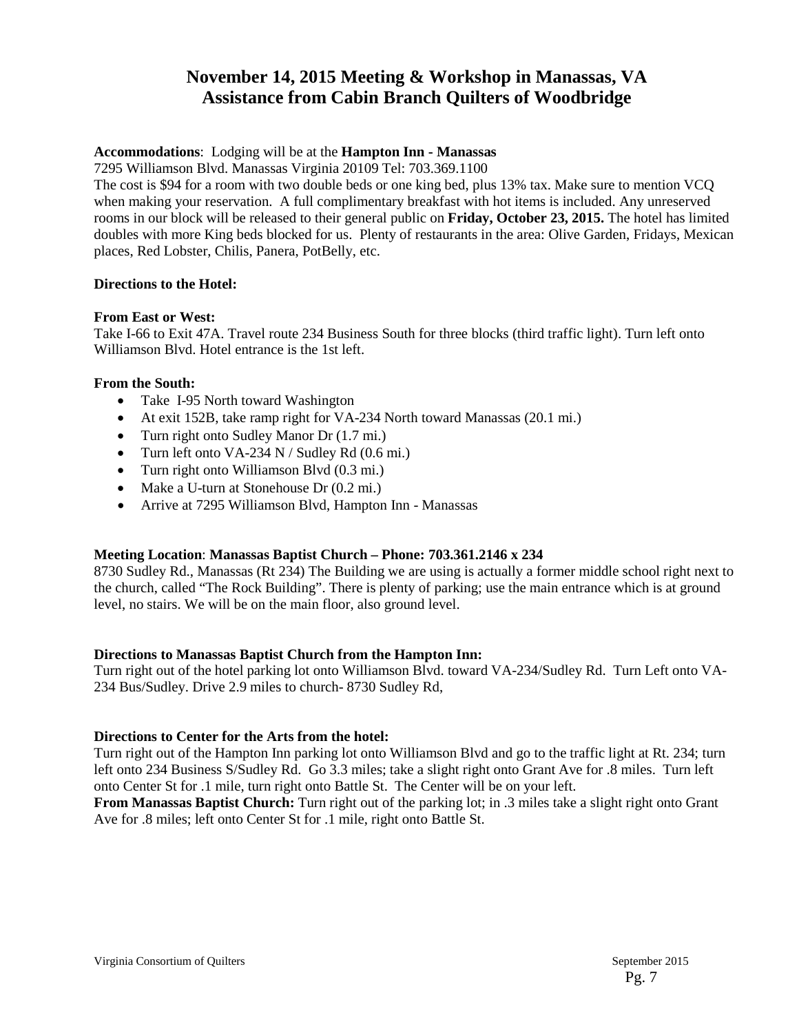# November 14, 2015 Meeting & Workshop in Manassas, VA
# Assistance from Cabin Branch Quilters of Woodbridge

**Accommodations**: Lodging will be at the **Hampton Inn - Manassas**
7295 Williamson Blvd. Manassas Virginia 20109 Tel: 703.369.1100
The cost is $94 for a room with two double beds or one king bed, plus 13% tax. Make sure to mention VCQ when making your reservation. A full complimentary breakfast with hot items is included. Any unreserved rooms in our block will be released to their general public on **Friday, October 23, 2015.** The hotel has limited doubles with more King beds blocked for us. Plenty of restaurants in the area: Olive Garden, Fridays, Mexican places, Red Lobster, Chilis, Panera, PotBelly, etc.

**Directions to the Hotel:**

**From East or West:**
Take I-66 to Exit 47A. Travel route 234 Business South for three blocks (third traffic light). Turn left onto Williamson Blvd. Hotel entrance is the 1st left.

**From the South:**

- Take I-95 North toward Washington
- At exit 152B, take ramp right for VA-234 North toward Manassas (20.1 mi.)
- Turn right onto Sudley Manor Dr (1.7 mi.)
- Turn left onto VA-234 N / Sudley Rd (0.6 mi.)
- Turn right onto Williamson Blvd (0.3 mi.)
- Make a U-turn at Stonehouse Dr (0.2 mi.)
- Arrive at 7295 Williamson Blvd, Hampton Inn - Manassas

**Meeting Location**: **Manassas Baptist Church – Phone: 703.361.2146 x 234**
8730 Sudley Rd., Manassas (Rt 234) The Building we are using is actually a former middle school right next to the church, called "The Rock Building". There is plenty of parking; use the main entrance which is at ground level, no stairs. We will be on the main floor, also ground level.

**Directions to Manassas Baptist Church from the Hampton Inn:**
Turn right out of the hotel parking lot onto Williamson Blvd. toward VA-234/Sudley Rd. Turn Left onto VA-234 Bus/Sudley. Drive 2.9 miles to church- 8730 Sudley Rd,

**Directions to Center for the Arts from the hotel:**
Turn right out of the Hampton Inn parking lot onto Williamson Blvd and go to the traffic light at Rt. 234; turn left onto 234 Business S/Sudley Rd. Go 3.3 miles; take a slight right onto Grant Ave for .8 miles. Turn left onto Center St for .1 mile, turn right onto Battle St. The Center will be on your left.
**From Manassas Baptist Church:** Turn right out of the parking lot; in .3 miles take a slight right onto Grant Ave for .8 miles; left onto Center St for .1 mile, right onto Battle St.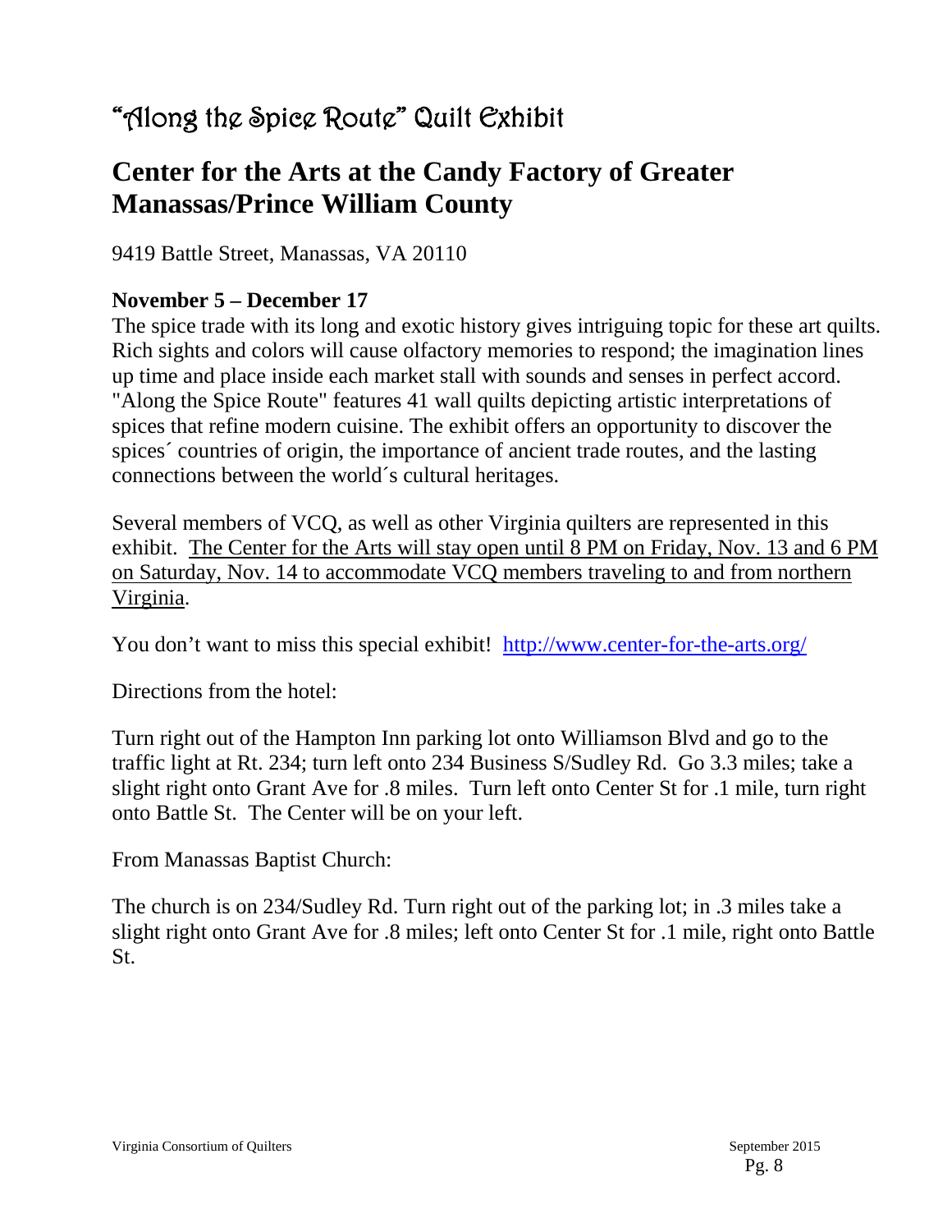# "Along the Spice Route" Quilt Exhibit

## Center for the Arts at the Candy Factory of Greater Manassas/Prince William County

9419 Battle Street, Manassas, VA 20110

**November 5 – December 17**

The spice trade with its long and exotic history gives intriguing topic for these art quilts. Rich sights and colors will cause olfactory memories to respond; the imagination lines up time and place inside each market stall with sounds and senses in perfect accord. "Along the Spice Route" features 41 wall quilts depicting artistic interpretations of spices that refine modern cuisine. The exhibit offers an opportunity to discover the spices´ countries of origin, the importance of ancient trade routes, and the lasting connections between the world´s cultural heritages.

Several members of VCQ, as well as other Virginia quilters are represented in this exhibit. The Center for the Arts will stay open until 8 PM on Friday, Nov. 13 and 6 PM on Saturday, Nov. 14 to accommodate VCQ members traveling to and from northern Virginia.

You don't want to miss this special exhibit! http://www.center-for-the-arts.org/

Directions from the hotel:

Turn right out of the Hampton Inn parking lot onto Williamson Blvd and go to the traffic light at Rt. 234; turn left onto 234 Business S/Sudley Rd. Go 3.3 miles; take a slight right onto Grant Ave for .8 miles. Turn left onto Center St for .1 mile, turn right onto Battle St. The Center will be on your left.

From Manassas Baptist Church:

The church is on 234/Sudley Rd. Turn right out of the parking lot; in .3 miles take a slight right onto Grant Ave for .8 miles; left onto Center St for .1 mile, right onto Battle St.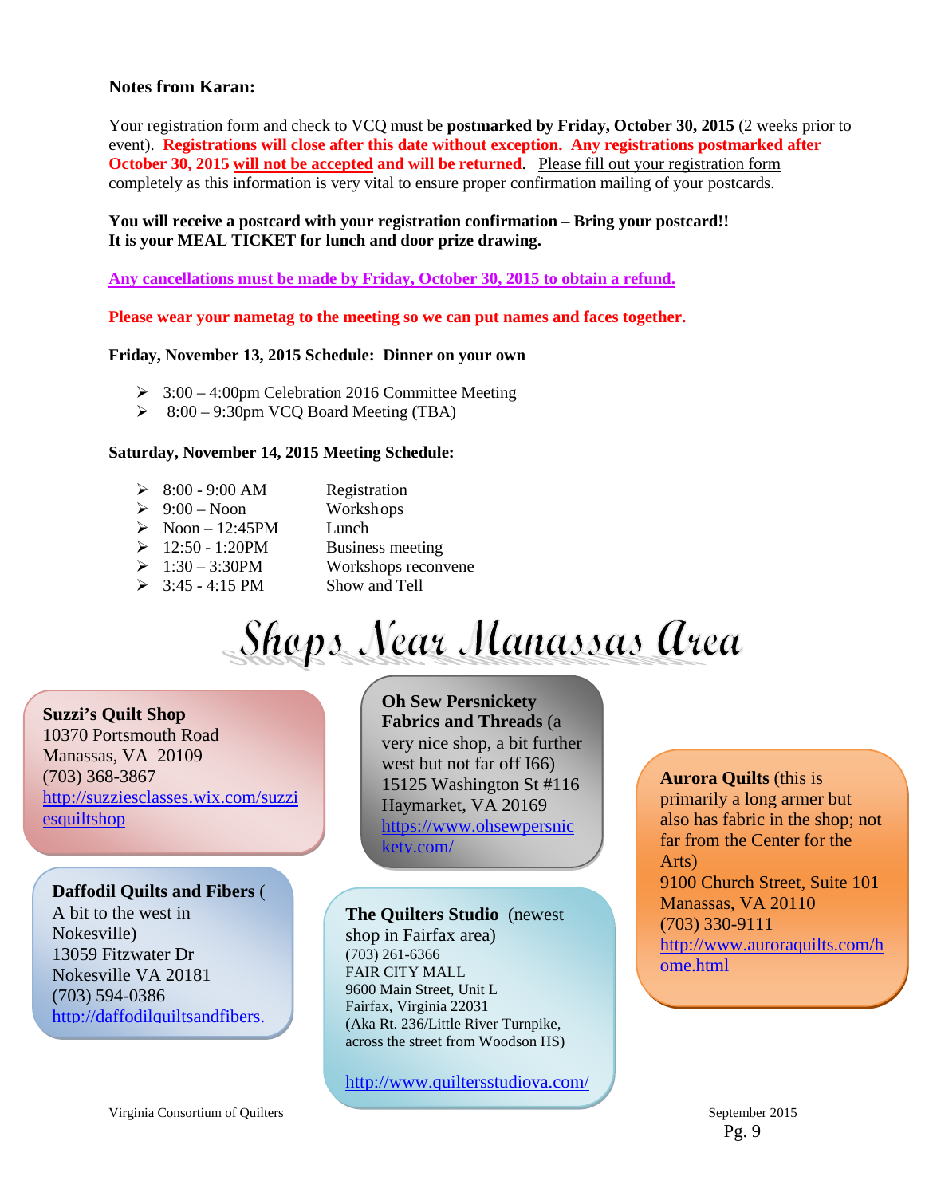**Notes from Karan:**

Your registration form and check to VCQ must be **postmarked by Friday, October 30, 2015** (2 weeks prior to event). **Registrations will close after this date without exception. Any registrations postmarked after October 30, 2015 will not be accepted and will be returned**. Please fill out your registration form completely as this information is very vital to ensure proper confirmation mailing of your postcards.

**You will receive a postcard with your registration confirmation – Bring your postcard!!**
**It is your MEAL TICKET for lunch and door prize drawing.**

**Any cancellations must be made by Friday, October 30, 2015 to obtain a refund.**

**Please wear your nametag to the meeting so we can put names and faces together.**

**Friday, November 13, 2015 Schedule: Dinner on your own**

- 3:00 – 4:00pm Celebration 2016 Committee Meeting
- 8:00 – 9:30pm VCQ Board Meeting (TBA)

**Saturday, November 14, 2015 Meeting Schedule:**

- 8:00 - 9:00 AM — Registration
- 9:00 – Noon — Workshops
- Noon – 12:45PM — Lunch
- 12:50 - 1:20PM — Business meeting
- 1:30 – 3:30PM — Workshops reconvene
- 3:45 - 4:15 PM — Show and Tell

# Shops Near Manassas Area

**Suzzi's Quilt Shop**
10370 Portsmouth Road
Manassas, VA 20109
(703) 368-3867
http://suzziesclasses.wix.com/suzziesquiltshop

**Daffodil Quilts and Fibers** (A bit to the west in Nokesville)
13059 Fitzwater Dr
Nokesville VA 20181
(703) 594-0386
http://daffodilquiltsandfibers.

**Oh Sew Persnickety Fabrics and Threads** (a very nice shop, a bit further west but not far off I66)
15125 Washington St #116
Haymarket, VA 20169
https://www.ohsewpersnickety.com/

**The Quilters Studio** (newest shop in Fairfax area)
(703) 261-6366
FAIR CITY MALL
9600 Main Street, Unit L
Fairfax, Virginia 22031
(Aka Rt. 236/Little River Turnpike, across the street from Woodson HS)

http://www.quiltersstudiova.com/

**Aurora Quilts** (this is primarily a long armer but also has fabric in the shop; not far from the Center for the Arts)
9100 Church Street, Suite 101
Manassas, VA 20110
(703) 330-9111
http://www.auroraquilts.com/home.html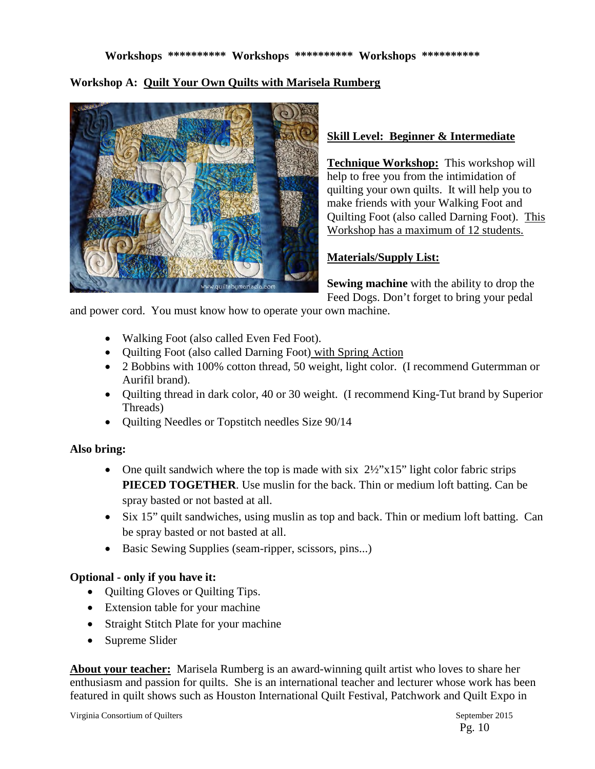**Workshops ********** Workshops ********** Workshops **********

## Workshop A: Quilt Your Own Quilts with Marisela Rumberg

**Skill Level: Beginner & Intermediate**

**Technique Workshop:** This workshop will help to free you from the intimidation of quilting your own quilts. It will help you to make friends with your Walking Foot and Quilting Foot (also called Darning Foot). This Workshop has a maximum of 12 students.

**Materials/Supply List:**

**Sewing machine** with the ability to drop the Feed Dogs. Don't forget to bring your pedal and power cord. You must know how to operate your own machine.

- Walking Foot (also called Even Fed Foot).
- Quilting Foot (also called Darning Foot) with Spring Action
- 2 Bobbins with 100% cotton thread, 50 weight, light color. (I recommend Gutermman or Aurifil brand).
- Quilting thread in dark color, 40 or 30 weight. (I recommend King-Tut brand by Superior Threads)
- Quilting Needles or Topstitch needles Size 90/14

**Also bring:**

- One quilt sandwich where the top is made with six 2½"x15" light color fabric strips **PIECED TOGETHER**. Use muslin for the back. Thin or medium loft batting. Can be spray basted or not basted at all.
- Six 15" quilt sandwiches, using muslin as top and back. Thin or medium loft batting. Can be spray basted or not basted at all.
- Basic Sewing Supplies (seam-ripper, scissors, pins...)

**Optional - only if you have it:**

- Quilting Gloves or Quilting Tips.
- Extension table for your machine
- Straight Stitch Plate for your machine
- Supreme Slider

**About your teacher:** Marisela Rumberg is an award-winning quilt artist who loves to share her enthusiasm and passion for quilts. She is an international teacher and lecturer whose work has been featured in quilt shows such as Houston International Quilt Festival, Patchwork and Quilt Expo in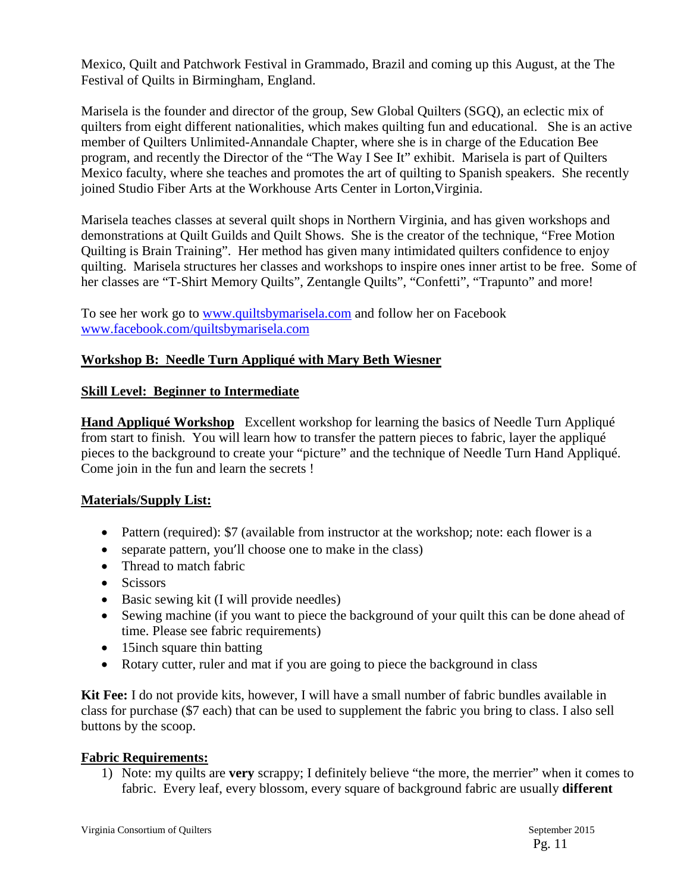Mexico, Quilt and Patchwork Festival in Grammado, Brazil and coming up this August, at the The Festival of Quilts in Birmingham, England.

Marisela is the founder and director of the group, Sew Global Quilters (SGQ), an eclectic mix of quilters from eight different nationalities, which makes quilting fun and educational. She is an active member of Quilters Unlimited-Annandale Chapter, where she is in charge of the Education Bee program, and recently the Director of the "The Way I See It" exhibit. Marisela is part of Quilters Mexico faculty, where she teaches and promotes the art of quilting to Spanish speakers. She recently joined Studio Fiber Arts at the Workhouse Arts Center in Lorton,Virginia.

Marisela teaches classes at several quilt shops in Northern Virginia, and has given workshops and demonstrations at Quilt Guilds and Quilt Shows. She is the creator of the technique, "Free Motion Quilting is Brain Training". Her method has given many intimidated quilters confidence to enjoy quilting. Marisela structures her classes and workshops to inspire ones inner artist to be free. Some of her classes are "T-Shirt Memory Quilts", Zentangle Quilts", "Confetti", "Trapunto" and more!

To see her work go to www.quiltsbymarisela.com and follow her on Facebook www.facebook.com/quiltsbymarisela.com

**Workshop B: Needle Turn Appliqué with Mary Beth Wiesner**

**Skill Level: Beginner to Intermediate**

**Hand Appliqué Workshop** Excellent workshop for learning the basics of Needle Turn Appliqué from start to finish. You will learn how to transfer the pattern pieces to fabric, layer the appliqué pieces to the background to create your "picture" and the technique of Needle Turn Hand Appliqué. Come join in the fun and learn the secrets !

**Materials/Supply List:**

- Pattern (required): $7 (available from instructor at the workshop; note: each flower is a
- separate pattern, you'll choose one to make in the class)
- Thread to match fabric
- Scissors
- Basic sewing kit (I will provide needles)
- Sewing machine (if you want to piece the background of your quilt this can be done ahead of time. Please see fabric requirements)
- 15inch square thin batting
- Rotary cutter, ruler and mat if you are going to piece the background in class

**Kit Fee:** I do not provide kits, however, I will have a small number of fabric bundles available in class for purchase ($7 each) that can be used to supplement the fabric you bring to class. I also sell buttons by the scoop.

**Fabric Requirements:**

1) Note: my quilts are **very** scrappy; I definitely believe "the more, the merrier" when it comes to fabric. Every leaf, every blossom, every square of background fabric are usually **different**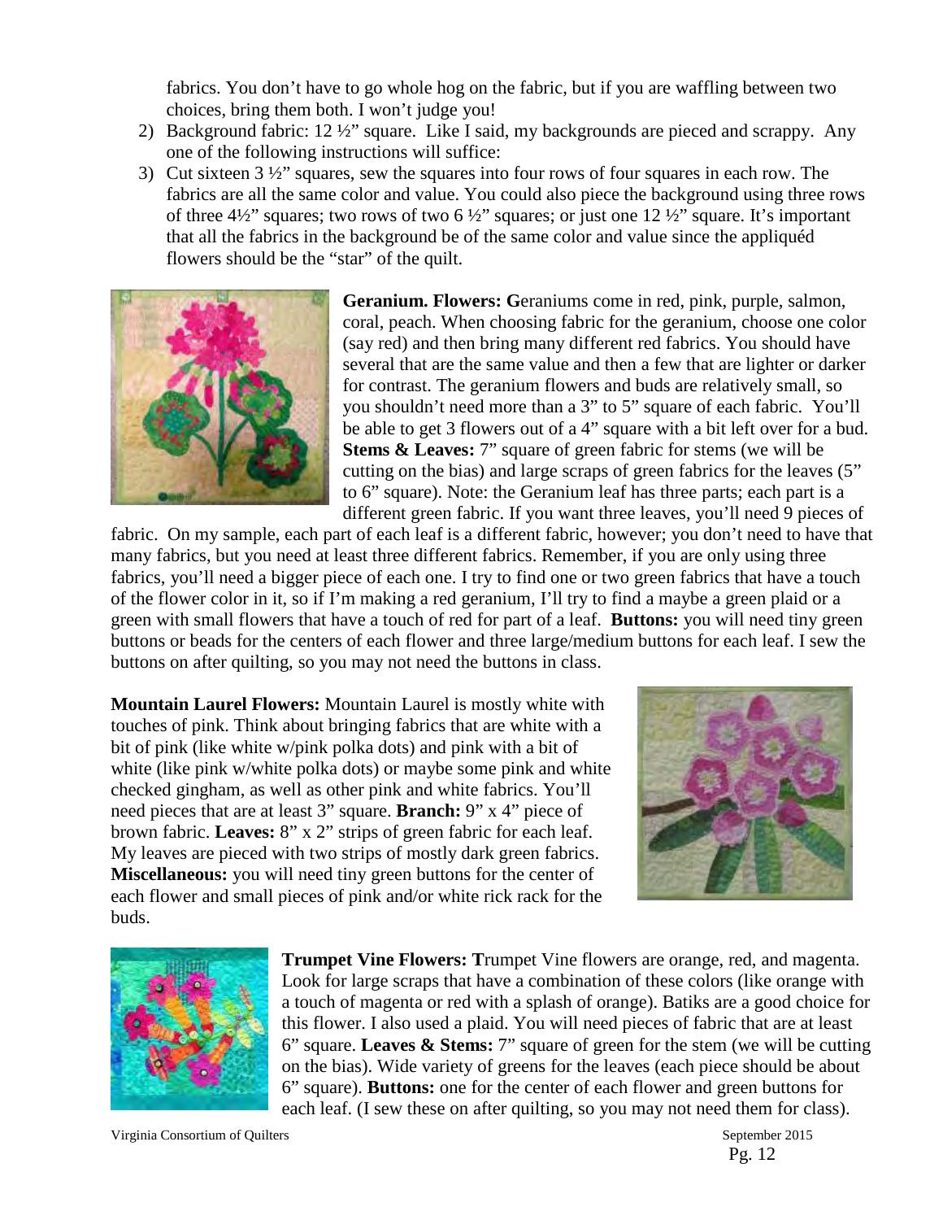fabrics. You don't have to go whole hog on the fabric, but if you are waffling between two choices, bring them both. I won't judge you!

2) Background fabric: 12 ½" square. Like I said, my backgrounds are pieced and scrappy. Any one of the following instructions will suffice:
3) Cut sixteen 3 ½" squares, sew the squares into four rows of four squares in each row. The fabrics are all the same color and value. You could also piece the background using three rows of three 4½" squares; two rows of two 6 ½" squares; or just one 12 ½" square. It's important that all the fabrics in the background be of the same color and value since the appliquéd flowers should be the "star" of the quilt.

**Geranium. Flowers: G**eraniums come in red, pink, purple, salmon, coral, peach. When choosing fabric for the geranium, choose one color (say red) and then bring many different red fabrics. You should have several that are the same value and then a few that are lighter or darker for contrast. The geranium flowers and buds are relatively small, so you shouldn't need more than a 3" to 5" square of each fabric. You'll be able to get 3 flowers out of a 4" square with a bit left over for a bud. **Stems & Leaves:** 7" square of green fabric for stems (we will be cutting on the bias) and large scraps of green fabrics for the leaves (5" to 6" square). Note: the Geranium leaf has three parts; each part is a different green fabric. If you want three leaves, you'll need 9 pieces of fabric. On my sample, each part of each leaf is a different fabric, however; you don't need to have that many fabrics, but you need at least three different fabrics. Remember, if you are only using three fabrics, you'll need a bigger piece of each one. I try to find one or two green fabrics that have a touch of the flower color in it, so if I'm making a red geranium, I'll try to find a maybe a green plaid or a green with small flowers that have a touch of red for part of a leaf. **Buttons:** you will need tiny green buttons or beads for the centers of each flower and three large/medium buttons for each leaf. I sew the buttons on after quilting, so you may not need the buttons in class.

**Mountain Laurel Flowers:** Mountain Laurel is mostly white with touches of pink. Think about bringing fabrics that are white with a bit of pink (like white w/pink polka dots) and pink with a bit of white (like pink w/white polka dots) or maybe some pink and white checked gingham, as well as other pink and white fabrics. You'll need pieces that are at least 3" square. **Branch:** 9" x 4" piece of brown fabric. **Leaves:** 8" x 2" strips of green fabric for each leaf. My leaves are pieced with two strips of mostly dark green fabrics. **Miscellaneous:** you will need tiny green buttons for the center of each flower and small pieces of pink and/or white rick rack for the buds.

**Trumpet Vine Flowers: T**rumpet Vine flowers are orange, red, and magenta. Look for large scraps that have a combination of these colors (like orange with a touch of magenta or red with a splash of orange). Batiks are a good choice for this flower. I also used a plaid. You will need pieces of fabric that are at least 6" square. **Leaves & Stems:** 7" square of green for the stem (we will be cutting on the bias). Wide variety of greens for the leaves (each piece should be about 6" square). **Buttons:** one for the center of each flower and green buttons for each leaf. (I sew these on after quilting, so you may not need them for class).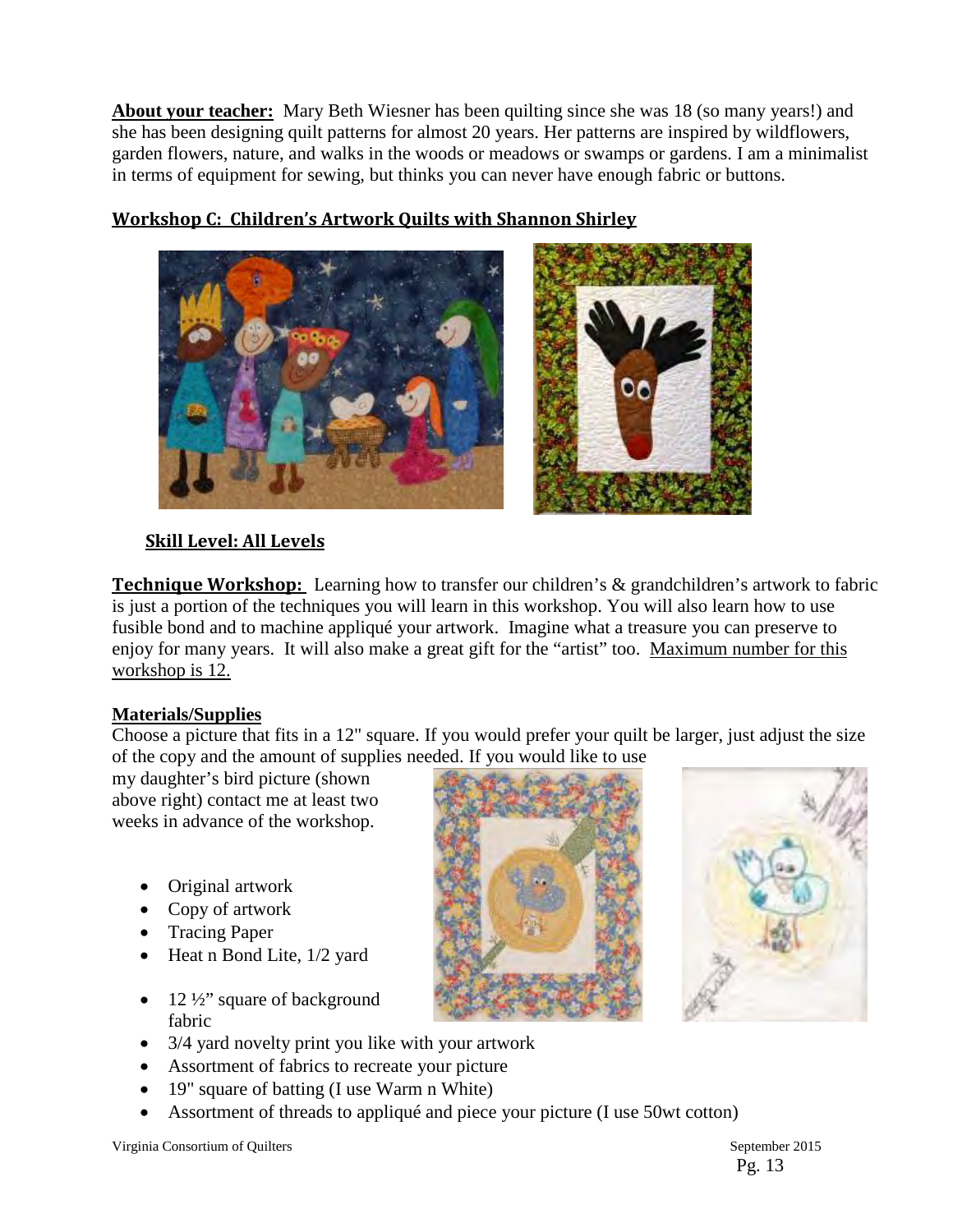**About your teacher:** Mary Beth Wiesner has been quilting since she was 18 (so many years!) and she has been designing quilt patterns for almost 20 years. Her patterns are inspired by wildflowers, garden flowers, nature, and walks in the woods or meadows or swamps or gardens. I am a minimalist in terms of equipment for sewing, but thinks you can never have enough fabric or buttons.

## Workshop C: Children's Artwork Quilts with Shannon Shirley

**Skill Level: All Levels**

**Technique Workshop:** Learning how to transfer our children's & grandchildren's artwork to fabric is just a portion of the techniques you will learn in this workshop. You will also learn how to use fusible bond and to machine appliqué your artwork. Imagine what a treasure you can preserve to enjoy for many years. It will also make a great gift for the "artist" too. Maximum number for this workshop is 12.

**Materials/Supplies**

Choose a picture that fits in a 12" square. If you would prefer your quilt be larger, just adjust the size of the copy and the amount of supplies needed. If you would like to use my daughter's bird picture (shown above right) contact me at least two weeks in advance of the workshop.

- Original artwork
- Copy of artwork
- Tracing Paper
- Heat n Bond Lite, 1/2 yard
- 12 ½" square of background fabric
- 3/4 yard novelty print you like with your artwork
- Assortment of fabrics to recreate your picture
- 19" square of batting (I use Warm n White)
- Assortment of threads to appliqué and piece your picture (I use 50wt cotton)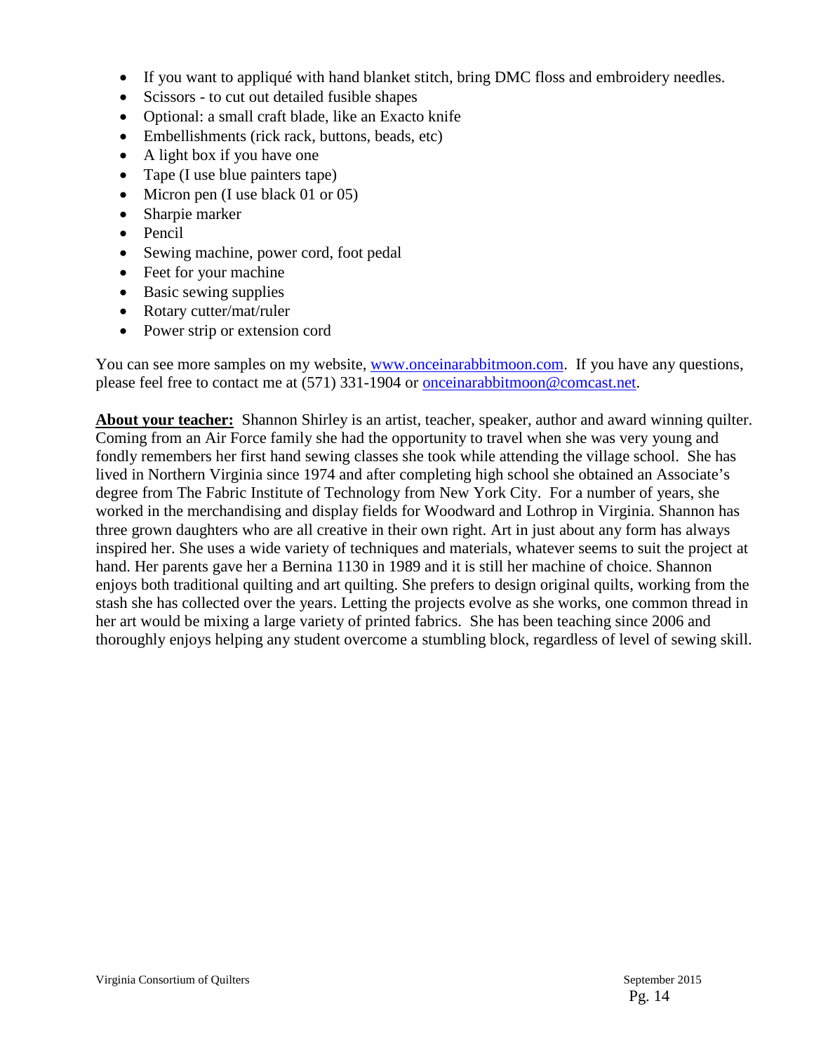- If you want to appliqué with hand blanket stitch, bring DMC floss and embroidery needles.
- Scissors - to cut out detailed fusible shapes
- Optional: a small craft blade, like an Exacto knife
- Embellishments (rick rack, buttons, beads, etc)
- A light box if you have one
- Tape (I use blue painters tape)
- Micron pen (I use black 01 or 05)
- Sharpie marker
- Pencil
- Sewing machine, power cord, foot pedal
- Feet for your machine
- Basic sewing supplies
- Rotary cutter/mat/ruler
- Power strip or extension cord

You can see more samples on my website, [www.onceinarabbitmoon.com](http://www.onceinarabbitmoon.com). If you have any questions, please feel free to contact me at (571) 331-1904 or [onceinarabbitmoon@comcast.net](mailto:onceinarabbitmoon@comcast.net).

**About your teacher:** Shannon Shirley is an artist, teacher, speaker, author and award winning quilter. Coming from an Air Force family she had the opportunity to travel when she was very young and fondly remembers her first hand sewing classes she took while attending the village school. She has lived in Northern Virginia since 1974 and after completing high school she obtained an Associate's degree from The Fabric Institute of Technology from New York City. For a number of years, she worked in the merchandising and display fields for Woodward and Lothrop in Virginia. Shannon has three grown daughters who are all creative in their own right. Art in just about any form has always inspired her. She uses a wide variety of techniques and materials, whatever seems to suit the project at hand. Her parents gave her a Bernina 1130 in 1989 and it is still her machine of choice. Shannon enjoys both traditional quilting and art quilting. She prefers to design original quilts, working from the stash she has collected over the years. Letting the projects evolve as she works, one common thread in her art would be mixing a large variety of printed fabrics. She has been teaching since 2006 and thoroughly enjoys helping any student overcome a stumbling block, regardless of level of sewing skill.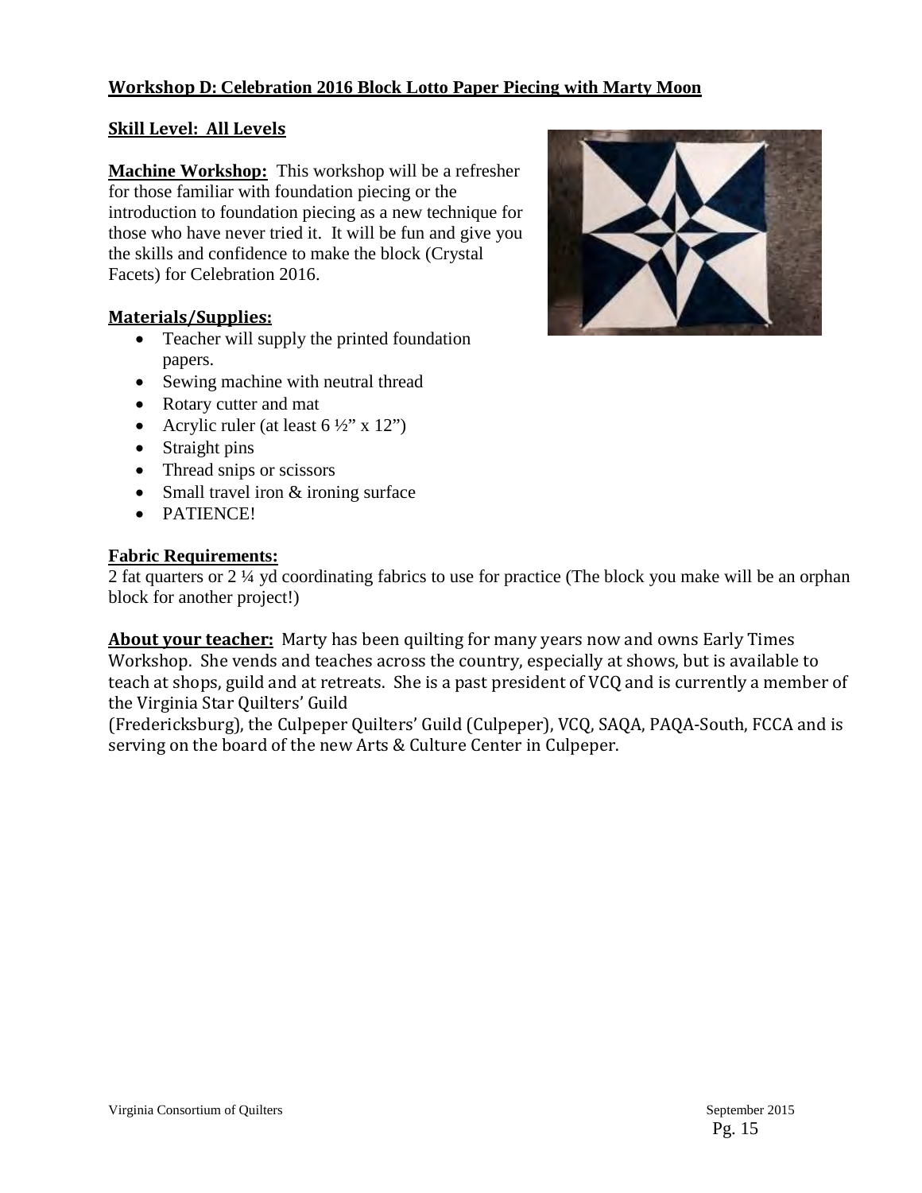**Workshop D: Celebration 2016 Block Lotto Paper Piecing with Marty Moon**

**Skill Level: All Levels**

**Machine Workshop:** This workshop will be a refresher for those familiar with foundation piecing or the introduction to foundation piecing as a new technique for those who have never tried it. It will be fun and give you the skills and confidence to make the block (Crystal Facets) for Celebration 2016.

**Materials/Supplies:**

- Teacher will supply the printed foundation papers.
- Sewing machine with neutral thread
- Rotary cutter and mat
- Acrylic ruler (at least 6 ½" x 12")
- Straight pins
- Thread snips or scissors
- Small travel iron & ironing surface
- PATIENCE!

**Fabric Requirements:**

2 fat quarters or 2 ¼ yd coordinating fabrics to use for practice (The block you make will be an orphan block for another project!)

**About your teacher:** Marty has been quilting for many years now and owns Early Times Workshop. She vends and teaches across the country, especially at shows, but is available to teach at shops, guild and at retreats. She is a past president of VCQ and is currently a member of the Virginia Star Quilters' Guild (Fredericksburg), the Culpeper Quilters' Guild (Culpeper), VCQ, SAQA, PAQA-South, FCCA and is serving on the board of the new Arts & Culture Center in Culpeper.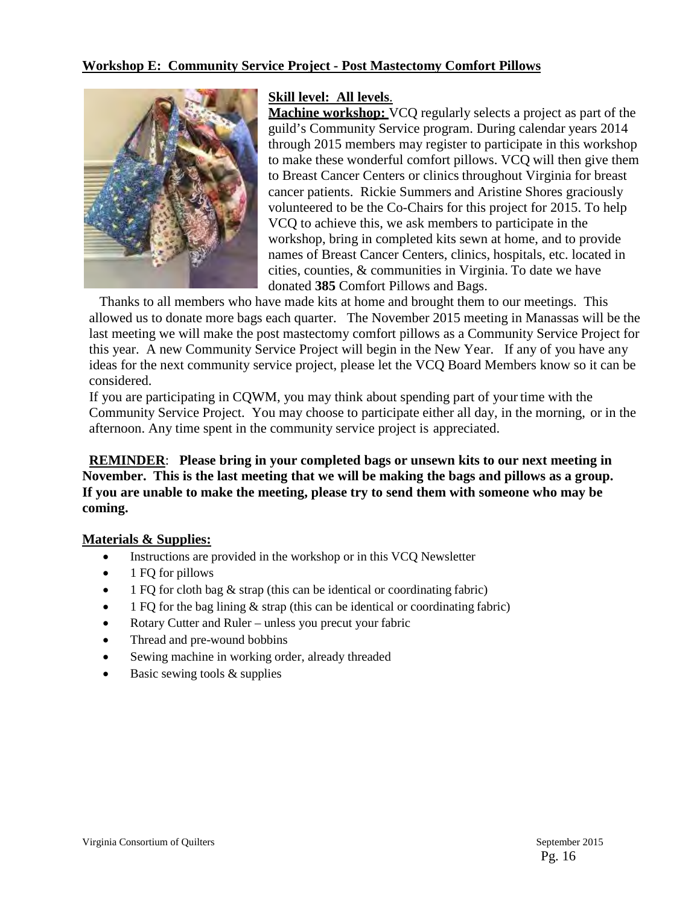## Workshop E: Community Service Project - Post Mastectomy Comfort Pillows

**Skill level: All levels**.

**Machine workshop:** VCQ regularly selects a project as part of the guild's Community Service program. During calendar years 2014 through 2015 members may register to participate in this workshop to make these wonderful comfort pillows. VCQ will then give them to Breast Cancer Centers or clinics throughout Virginia for breast cancer patients. Rickie Summers and Aristine Shores graciously volunteered to be the Co-Chairs for this project for 2015. To help VCQ to achieve this, we ask members to participate in the workshop, bring in completed kits sewn at home, and to provide names of Breast Cancer Centers, clinics, hospitals, etc. located in cities, counties, & communities in Virginia. To date we have donated **385** Comfort Pillows and Bags.

Thanks to all members who have made kits at home and brought them to our meetings. This allowed us to donate more bags each quarter. The November 2015 meeting in Manassas will be the last meeting we will make the post mastectomy comfort pillows as a Community Service Project for this year. A new Community Service Project will begin in the New Year. If any of you have any ideas for the next community service project, please let the VCQ Board Members know so it can be considered.

If you are participating in CQWM, you may think about spending part of your time with the Community Service Project. You may choose to participate either all day, in the morning, or in the afternoon. Any time spent in the community service project is appreciated.

**REMINDER**: **Please bring in your completed bags or unsewn kits to our next meeting in November. This is the last meeting that we will be making the bags and pillows as a group. If you are unable to make the meeting, please try to send them with someone who may be coming.**

**Materials & Supplies:**

- Instructions are provided in the workshop or in this VCQ Newsletter
- 1 FQ for pillows
- 1 FQ for cloth bag & strap (this can be identical or coordinating fabric)
- 1 FQ for the bag lining & strap (this can be identical or coordinating fabric)
- Rotary Cutter and Ruler – unless you precut your fabric
- Thread and pre-wound bobbins
- Sewing machine in working order, already threaded
- Basic sewing tools & supplies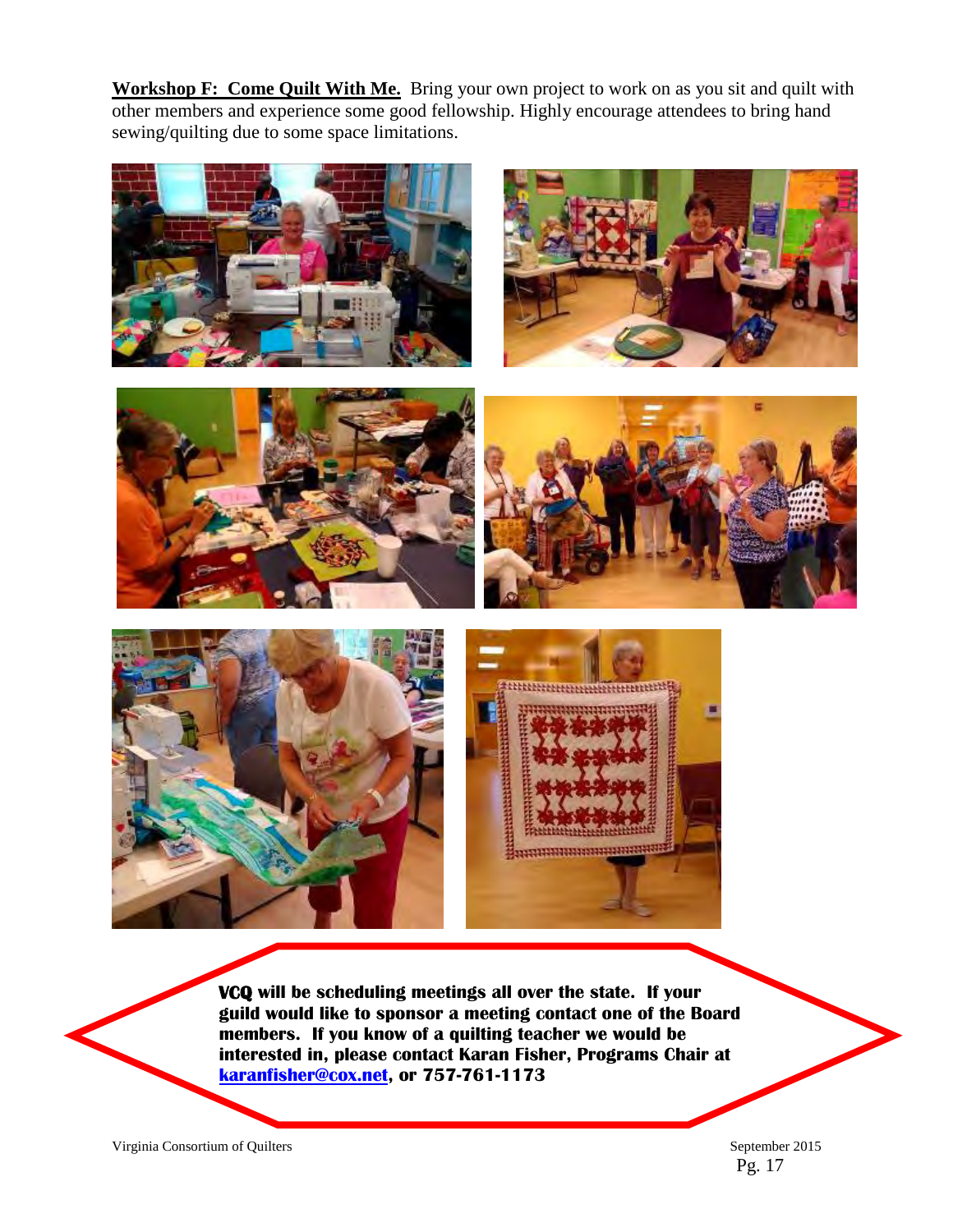**Workshop F: Come Quilt With Me.** Bring your own project to work on as you sit and quilt with other members and experience some good fellowship. Highly encourage attendees to bring hand sewing/quilting due to some space limitations.

**VCQ will be scheduling meetings all over the state. If your guild would like to sponsor a meeting contact one of the Board members. If you know of a quilting teacher we would be interested in, please contact Karan Fisher, Programs Chair at karanfisher@cox.net, or 757-761-1173**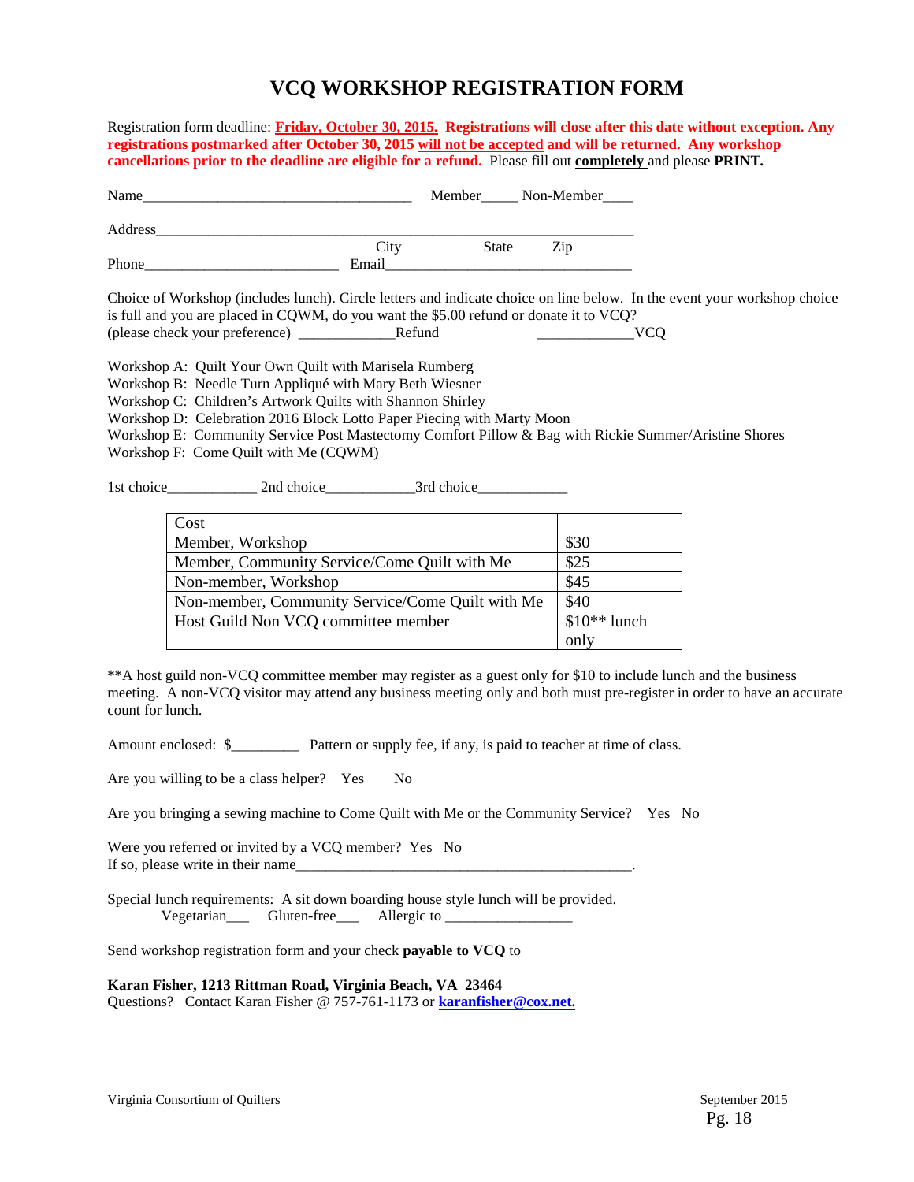# VCQ WORKSHOP REGISTRATION FORM

Registration form deadline: **Friday, October 30, 2015. Registrations will close after this date without exception. Any registrations postmarked after October 30, 2015 will not be accepted and will be returned. Any workshop cancellations prior to the deadline are eligible for a refund.** Please fill out **completely** and please **PRINT.**

Name____________________________________ Member_____ Non-Member____

Address______________________________________________________________

City State Zip

Phone__________________________ Email_________________________________

Choice of Workshop (includes lunch). Circle letters and indicate choice on line below. In the event your workshop choice is full and you are placed in CQWM, do you want the $5.00 refund or donate it to VCQ?
(please check your preference) _____________Refund _____________VCQ

Workshop A: Quilt Your Own Quilt with Marisela Rumberg
Workshop B: Needle Turn Appliqué with Mary Beth Wiesner
Workshop C: Children's Artwork Quilts with Shannon Shirley
Workshop D: Celebration 2016 Block Lotto Paper Piecing with Marty Moon
Workshop E: Community Service Post Mastectomy Comfort Pillow & Bag with Rickie Summer/Aristine Shores
Workshop F: Come Quilt with Me (CQWM)

1st choice____________ 2nd choice____________3rd choice____________

| Cost | |
|---|---|
| Member, Workshop | $30 |
| Member, Community Service/Come Quilt with Me | $25 |
| Non-member, Workshop | $45 |
| Non-member, Community Service/Come Quilt with Me | $40 |
| Host Guild Non VCQ committee member | $10** lunch only |

**A host guild non-VCQ committee member may register as a guest only for $10 to include lunch and the business meeting. A non-VCQ visitor may attend any business meeting only and both must pre-register in order to have an accurate count for lunch.

Amount enclosed: $_________ Pattern or supply fee, if any, is paid to teacher at time of class.

Are you willing to be a class helper? Yes No

Are you bringing a sewing machine to Come Quilt with Me or the Community Service? Yes No

Were you referred or invited by a VCQ member? Yes No
If so, please write in their name_______________________________________________.

Special lunch requirements: A sit down boarding house style lunch will be provided.
Vegetarian___ Gluten-free___ Allergic to _________________

Send workshop registration form and your check **payable to VCQ** to

**Karan Fisher, 1213 Rittman Road, Virginia Beach, VA 23464**
Questions? Contact Karan Fisher @ 757-761-1173 or **karanfisher@cox.net.**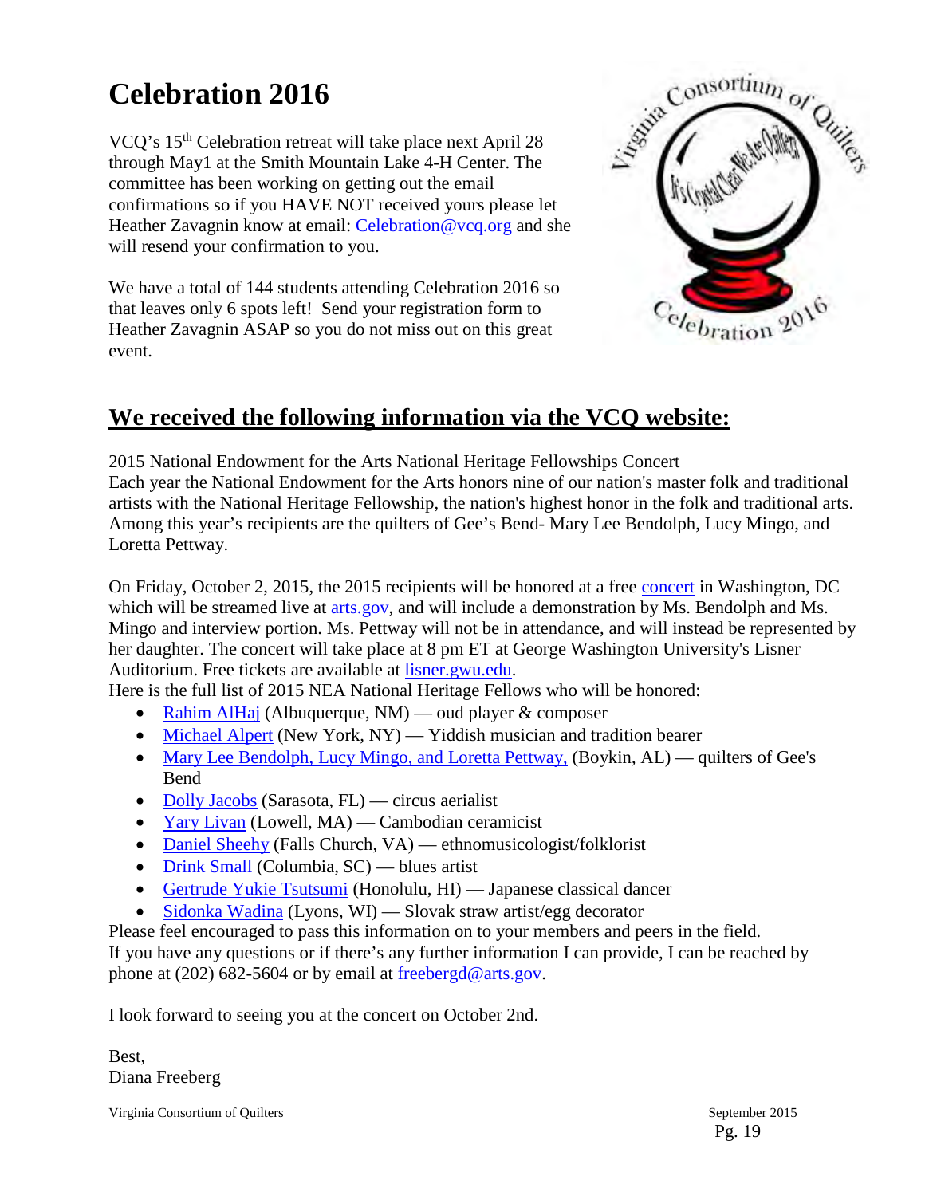# Celebration 2016

VCQ's 15th Celebration retreat will take place next April 28 through May1 at the Smith Mountain Lake 4-H Center. The committee has been working on getting out the email confirmations so if you HAVE NOT received yours please let Heather Zavagnin know at email: Celebration@vcq.org and she will resend your confirmation to you.

We have a total of 144 students attending Celebration 2016 so that leaves only 6 spots left! Send your registration form to Heather Zavagnin ASAP so you do not miss out on this great event.

## We received the following information via the VCQ website:

2015 National Endowment for the Arts National Heritage Fellowships Concert
Each year the National Endowment for the Arts honors nine of our nation's master folk and traditional artists with the National Heritage Fellowship, the nation's highest honor in the folk and traditional arts. Among this year's recipients are the quilters of Gee's Bend- Mary Lee Bendolph, Lucy Mingo, and Loretta Pettway.

On Friday, October 2, 2015, the 2015 recipients will be honored at a free concert in Washington, DC which will be streamed live at arts.gov, and will include a demonstration by Ms. Bendolph and Ms. Mingo and interview portion. Ms. Pettway will not be in attendance, and will instead be represented by her daughter. The concert will take place at 8 pm ET at George Washington University's Lisner Auditorium. Free tickets are available at lisner.gwu.edu.
Here is the full list of 2015 NEA National Heritage Fellows who will be honored:

- Rahim AlHaj (Albuquerque, NM) — oud player & composer
- Michael Alpert (New York, NY) — Yiddish musician and tradition bearer
- Mary Lee Bendolph, Lucy Mingo, and Loretta Pettway, (Boykin, AL) — quilters of Gee's Bend
- Dolly Jacobs (Sarasota, FL) — circus aerialist
- Yary Livan (Lowell, MA) — Cambodian ceramicist
- Daniel Sheehy (Falls Church, VA) — ethnomusicologist/folklorist
- Drink Small (Columbia, SC) — blues artist
- Gertrude Yukie Tsutsumi (Honolulu, HI) — Japanese classical dancer
- Sidonka Wadina (Lyons, WI) — Slovak straw artist/egg decorator

Please feel encouraged to pass this information on to your members and peers in the field.
If you have any questions or if there's any further information I can provide, I can be reached by phone at (202) 682-5604 or by email at freebergd@arts.gov.

I look forward to seeing you at the concert on October 2nd.

Best,
Diana Freeberg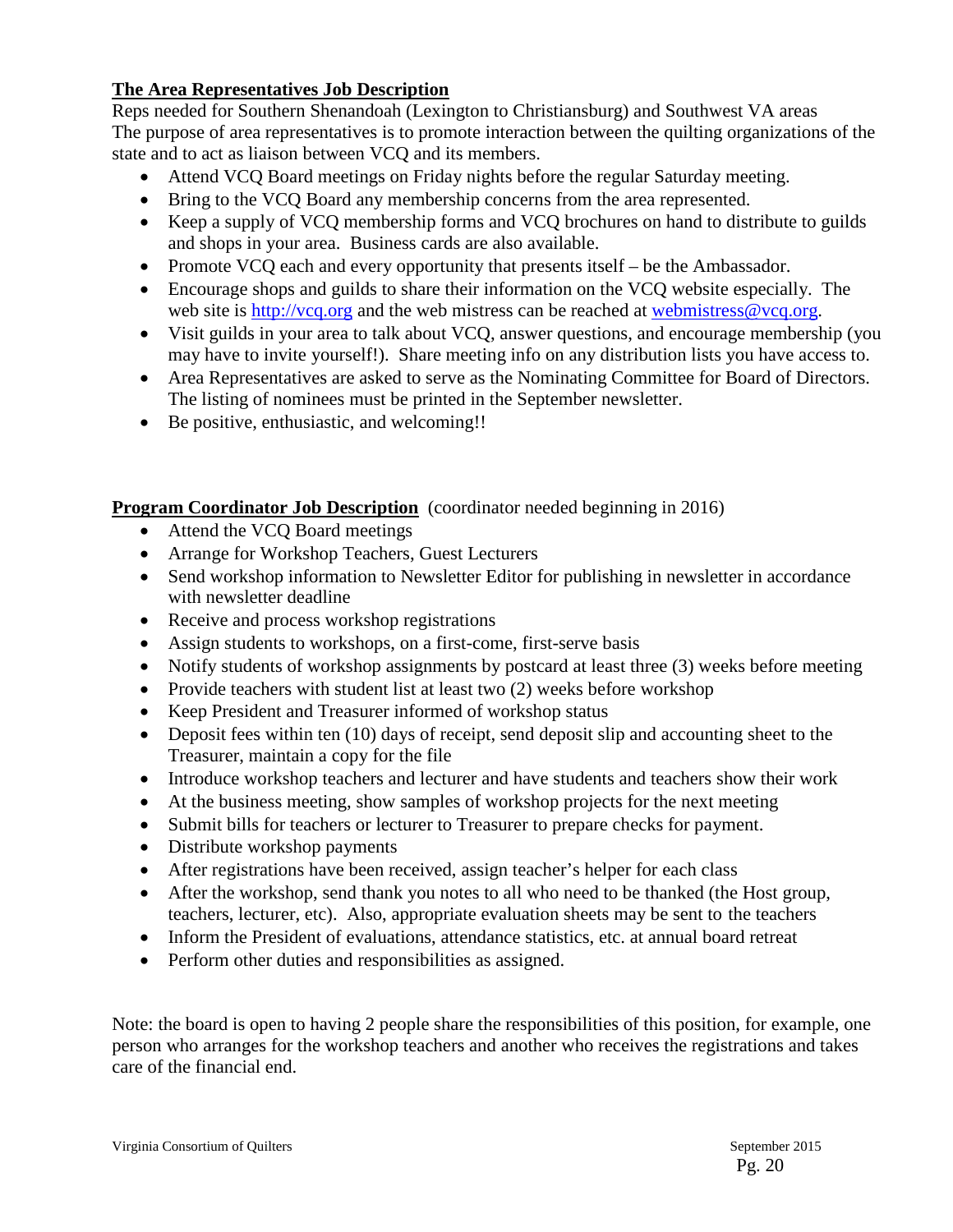**The Area Representatives Job Description**

Reps needed for Southern Shenandoah (Lexington to Christiansburg) and Southwest VA areas
The purpose of area representatives is to promote interaction between the quilting organizations of the state and to act as liaison between VCQ and its members.

- Attend VCQ Board meetings on Friday nights before the regular Saturday meeting.
- Bring to the VCQ Board any membership concerns from the area represented.
- Keep a supply of VCQ membership forms and VCQ brochures on hand to distribute to guilds and shops in your area. Business cards are also available.
- Promote VCQ each and every opportunity that presents itself – be the Ambassador.
- Encourage shops and guilds to share their information on the VCQ website especially. The web site is http://vcq.org and the web mistress can be reached at webmistress@vcq.org.
- Visit guilds in your area to talk about VCQ, answer questions, and encourage membership (you may have to invite yourself!). Share meeting info on any distribution lists you have access to.
- Area Representatives are asked to serve as the Nominating Committee for Board of Directors. The listing of nominees must be printed in the September newsletter.
- Be positive, enthusiastic, and welcoming!!

**Program Coordinator Job Description** (coordinator needed beginning in 2016)

- Attend the VCQ Board meetings
- Arrange for Workshop Teachers, Guest Lecturers
- Send workshop information to Newsletter Editor for publishing in newsletter in accordance with newsletter deadline
- Receive and process workshop registrations
- Assign students to workshops, on a first-come, first-serve basis
- Notify students of workshop assignments by postcard at least three (3) weeks before meeting
- Provide teachers with student list at least two (2) weeks before workshop
- Keep President and Treasurer informed of workshop status
- Deposit fees within ten (10) days of receipt, send deposit slip and accounting sheet to the Treasurer, maintain a copy for the file
- Introduce workshop teachers and lecturer and have students and teachers show their work
- At the business meeting, show samples of workshop projects for the next meeting
- Submit bills for teachers or lecturer to Treasurer to prepare checks for payment.
- Distribute workshop payments
- After registrations have been received, assign teacher's helper for each class
- After the workshop, send thank you notes to all who need to be thanked (the Host group, teachers, lecturer, etc). Also, appropriate evaluation sheets may be sent to the teachers
- Inform the President of evaluations, attendance statistics, etc. at annual board retreat
- Perform other duties and responsibilities as assigned.

Note: the board is open to having 2 people share the responsibilities of this position, for example, one person who arranges for the workshop teachers and another who receives the registrations and takes care of the financial end.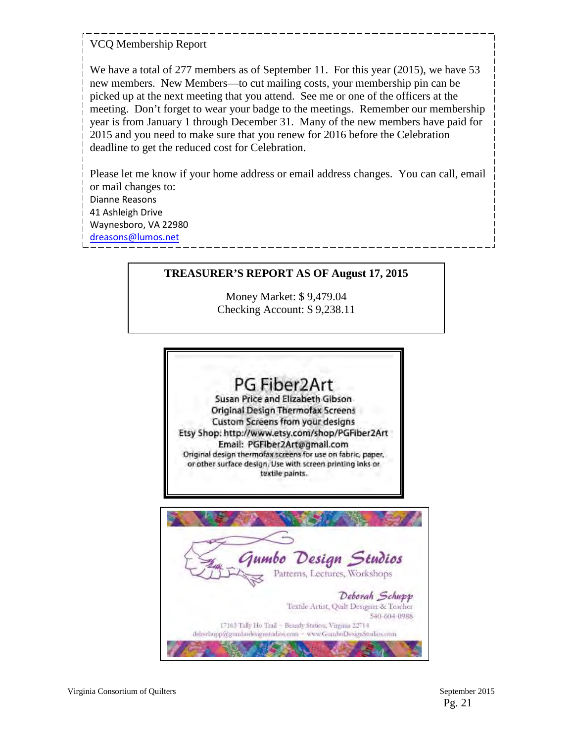## VCQ Membership Report

We have a total of 277 members as of September 11. For this year (2015), we have 53 new members. New Members—to cut mailing costs, your membership pin can be picked up at the next meeting that you attend. See me or one of the officers at the meeting. Don't forget to wear your badge to the meetings. Remember our membership year is from January 1 through December 31. Many of the new members have paid for 2015 and you need to make sure that you renew for 2016 before the Celebration deadline to get the reduced cost for Celebration.

Please let me know if your home address or email address changes. You can call, email or mail changes to:
Dianne Reasons
41 Ashleigh Drive
Waynesboro, VA 22980
dreasons@lumos.net

## TREASURER'S REPORT AS OF August 17, 2015

Money Market: $ 9,479.04
Checking Account: $ 9,238.11

**PG Fiber2Art**
Susan Price and Elizabeth Gibson
Original Design Thermofax Screens
Custom Screens from your designs
Etsy Shop: http://www.etsy.com/shop/PGFiber2Art
Email: PGFiber2Art@gmail.com
Original design thermofax screens for use on fabric, paper, or other surface design. Use with screen printing inks or textile paints.

**Gumbo Design Studios**
Patterns, Lectures, Workshops
*Deborah Schupp*
Textile Artist, Quilt Designer & Teacher
540-604-0988
17163 Tally Ho Trail ~ Brandy Station, Virginia 22714
debschupp@gumbodesignstudios.com ~ www.GumboDesignStudios.com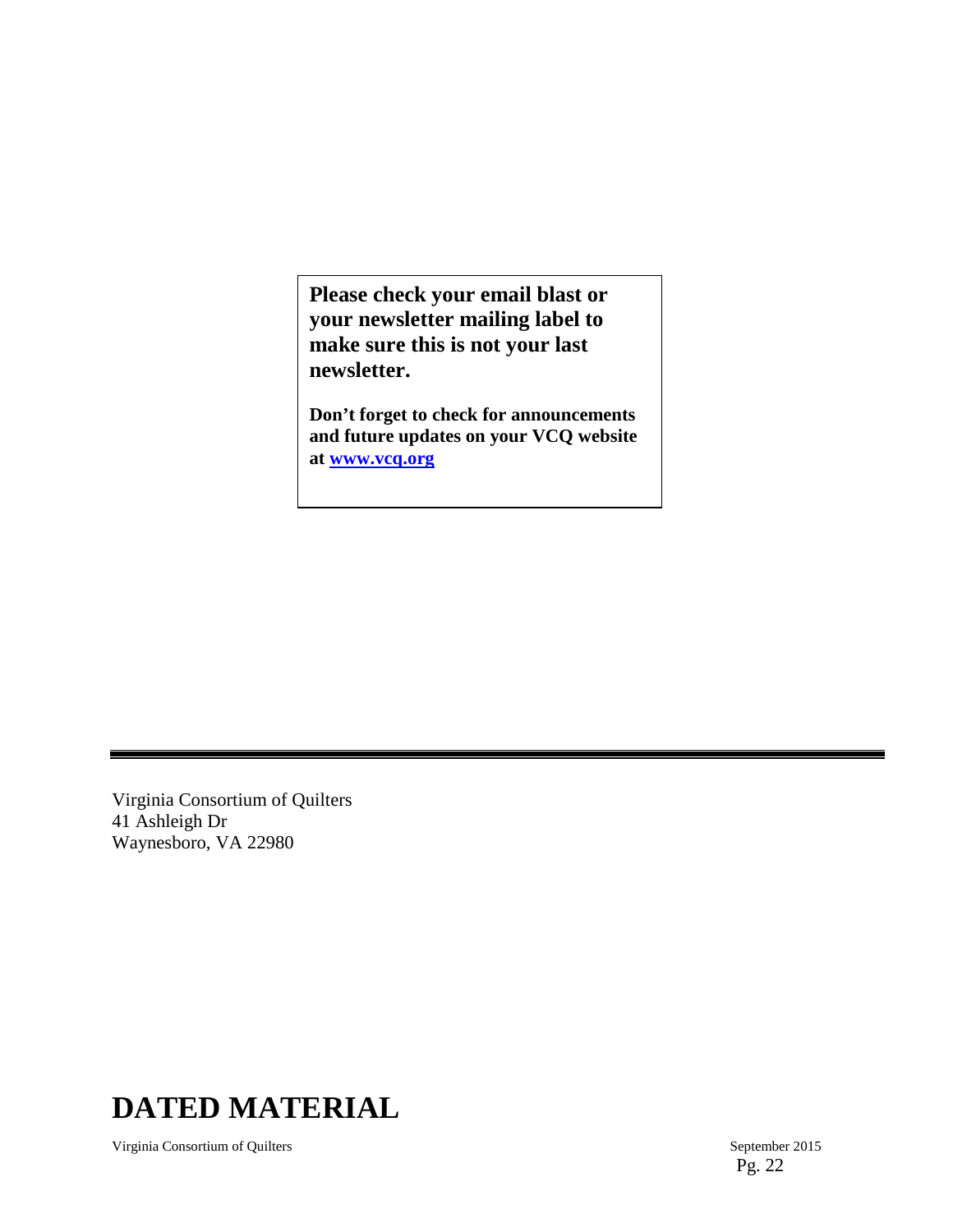**Please check your email blast or your newsletter mailing label to make sure this is not your last newsletter.**

**Don't forget to check for announcements and future updates on your VCQ website at [www.vcq.org](http://www.vcq.org)**

---

Virginia Consortium of Quilters
41 Ashleigh Dr
Waynesboro, VA 22980

# DATED MATERIAL